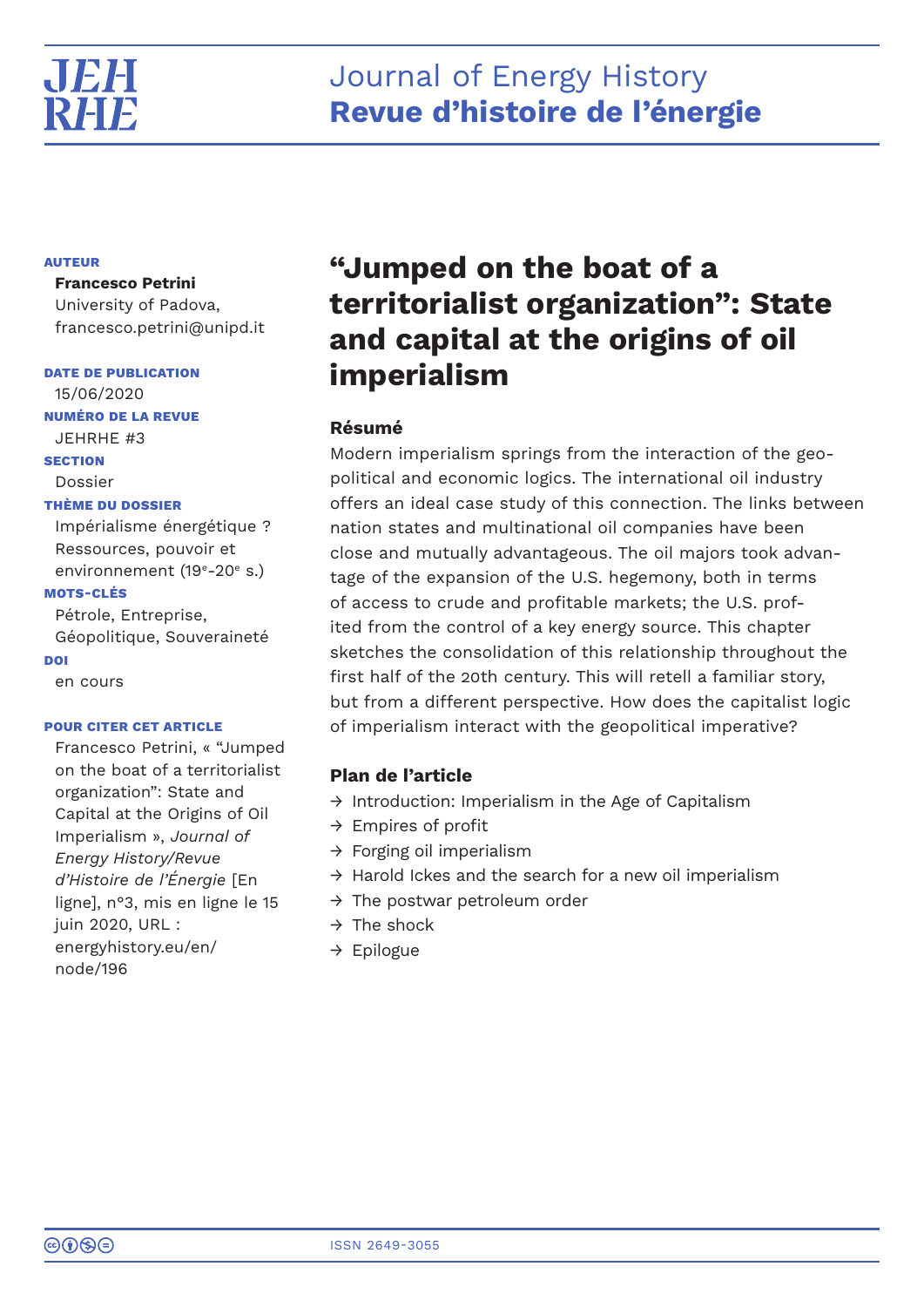# Journal of Energy History
## Revue d'histoire de l'énergie

**AUTEUR**

**Francesco Petrini**
University of Padova,
francesco.petrini@unipd.it

**DATE DE PUBLICATION**
15/06/2020

**NUMÉRO DE LA REVUE**
JEHRHE #3

**SECTION**
Dossier

**THÈME DU DOSSIER**
Impérialisme énergétique ? Ressources, pouvoir et environnement (19e-20e s.)

**MOTS-CLÉS**
Pétrole, Entreprise, Géopolitique, Souveraineté

**DOI**
en cours

**POUR CITER CET ARTICLE**
Francesco Petrini, « "Jumped on the boat of a territorialist organization": State and Capital at the Origins of Oil Imperialism », *Journal of Energy History/Revue d'Histoire de l'Énergie* [En ligne], n°3, mis en ligne le 15 juin 2020, URL : energyhistory.eu/en/node/196

# "Jumped on the boat of a territorialist organization": State and capital at the origins of oil imperialism

### Résumé

Modern imperialism springs from the interaction of the geopolitical and economic logics. The international oil industry offers an ideal case study of this connection. The links between nation states and multinational oil companies have been close and mutually advantageous. The oil majors took advantage of the expansion of the U.S. hegemony, both in terms of access to crude and profitable markets; the U.S. profited from the control of a key energy source. This chapter sketches the consolidation of this relationship throughout the first half of the 20th century. This will retell a familiar story, but from a different perspective. How does the capitalist logic of imperialism interact with the geopolitical imperative?

### Plan de l'article

- → Introduction: Imperialism in the Age of Capitalism
- → Empires of profit
- → Forging oil imperialism
- → Harold Ickes and the search for a new oil imperialism
- → The postwar petroleum order
- → The shock
- → Epilogue

ISSN 2649-3055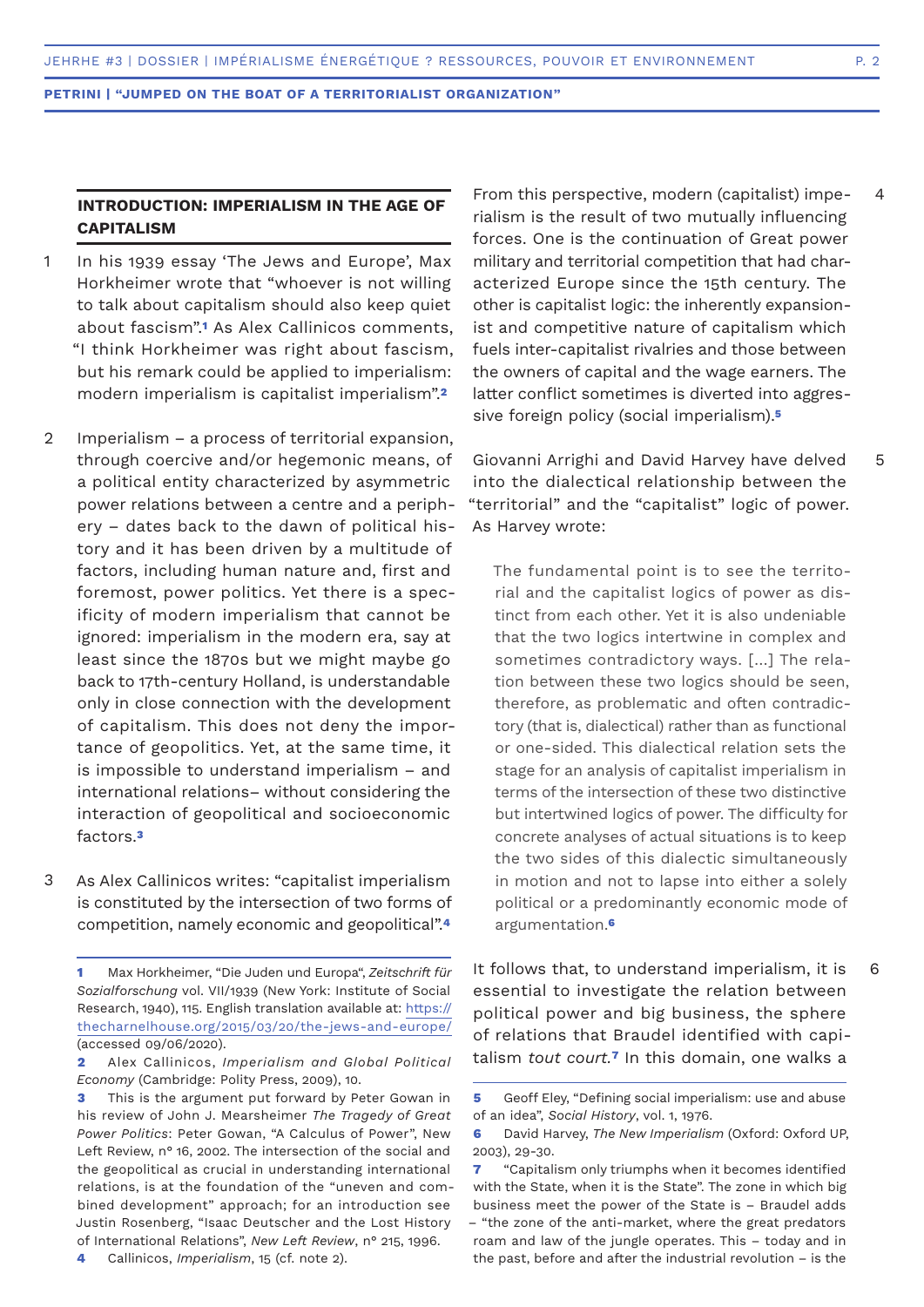## INTRODUCTION: IMPERIALISM IN THE AGE OF CAPITALISM

1 In his 1939 essay 'The Jews and Europe', Max Horkheimer wrote that "whoever is not willing to talk about capitalism should also keep quiet about fascism".[1] As Alex Callinicos comments, "I think Horkheimer was right about fascism, but his remark could be applied to imperialism: modern imperialism is capitalist imperialism".[2]

2 Imperialism – a process of territorial expansion, through coercive and/or hegemonic means, of a political entity characterized by asymmetric power relations between a centre and a periphery – dates back to the dawn of political history and it has been driven by a multitude of factors, including human nature and, first and foremost, power politics. Yet there is a specificity of modern imperialism that cannot be ignored: imperialism in the modern era, say at least since the 1870s but we might maybe go back to 17th-century Holland, is understandable only in close connection with the development of capitalism. This does not deny the importance of geopolitics. Yet, at the same time, it is impossible to understand imperialism – and international relations– without considering the interaction of geopolitical and socioeconomic factors.[3]

3 As Alex Callinicos writes: "capitalist imperialism is constituted by the intersection of two forms of competition, namely economic and geopolitical".[4]

4 From this perspective, modern (capitalist) imperialism is the result of two mutually influencing forces. One is the continuation of Great power military and territorial competition that had characterized Europe since the 15th century. The other is capitalist logic: the inherently expansionist and competitive nature of capitalism which fuels inter-capitalist rivalries and those between the owners of capital and the wage earners. The latter conflict sometimes is diverted into aggressive foreign policy (social imperialism).[5]

5 Giovanni Arrighi and David Harvey have delved into the dialectical relationship between the "territorial" and the "capitalist" logic of power. As Harvey wrote:

> The fundamental point is to see the territorial and the capitalist logics of power as distinct from each other. Yet it is also undeniable that the two logics intertwine in complex and sometimes contradictory ways. [...] The relation between these two logics should be seen, therefore, as problematic and often contradictory (that is, dialectical) rather than as functional or one-sided. This dialectical relation sets the stage for an analysis of capitalist imperialism in terms of the intersection of these two distinctive but intertwined logics of power. The difficulty for concrete analyses of actual situations is to keep the two sides of this dialectic simultaneously in motion and not to lapse into either a solely political or a predominantly economic mode of argumentation.[6]

6 It follows that, to understand imperialism, it is essential to investigate the relation between political power and big business, the sphere of relations that Braudel identified with capitalism *tout court*.[7] In this domain, one walks a

---

1 Max Horkheimer, "Die Juden und Europa", *Zeitschrift für Sozialforschung* vol. VII/1939 (New York: Institute of Social Research, 1940), 115. English translation available at: https://thecharnelhouse.org/2015/03/20/the-jews-and-europe/ (accessed 09/06/2020).

2 Alex Callinicos, *Imperialism and Global Political Economy* (Cambridge: Polity Press, 2009), 10.

3 This is the argument put forward by Peter Gowan in his review of John J. Mearsheimer *The Tragedy of Great Power Politics*: Peter Gowan, "A Calculus of Power", New Left Review, n° 16, 2002. The intersection of the economic and the geopolitical as crucial in understanding international relations, is at the foundation of the "uneven and combined development" approach; for an introduction see Justin Rosenberg, "Isaac Deutscher and the Lost History of International Relations", *New Left Review*, n° 215, 1996.

4 Callinicos, *Imperialism*, 15 (cf. note 2).

5 Geoff Eley, "Defining social imperialism: use and abuse of an idea", *Social History*, vol. 1, 1976.

6 David Harvey, *The New Imperialism* (Oxford: Oxford UP, 2003), 29-30.

7 "Capitalism only triumphs when it becomes identified with the State, when it is the State". The zone in which big business meet the power of the State is – Braudel adds – "the zone of the anti-market, where the great predators roam and law of the jungle operates. This – today and in the past, before and after the industrial revolution – is the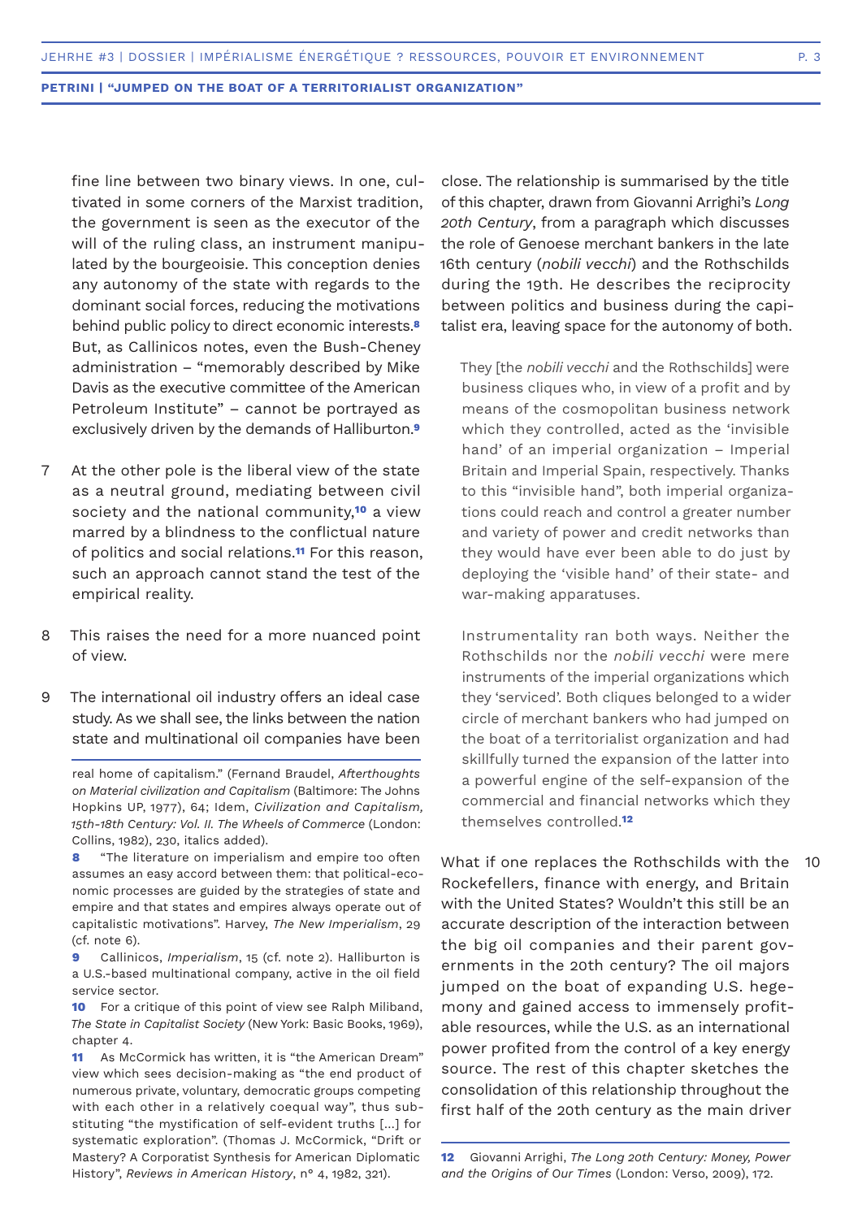fine line between two binary views. In one, cultivated in some corners of the Marxist tradition, the government is seen as the executor of the will of the ruling class, an instrument manipulated by the bourgeoisie. This conception denies any autonomy of the state with regards to the dominant social forces, reducing the motivations behind public policy to direct economic interests.[8] But, as Callinicos notes, even the Bush-Cheney administration – "memorably described by Mike Davis as the executive committee of the American Petroleum Institute" – cannot be portrayed as exclusively driven by the demands of Halliburton.[9]

7 At the other pole is the liberal view of the state as a neutral ground, mediating between civil society and the national community,[10] a view marred by a blindness to the conflictual nature of politics and social relations.[11] For this reason, such an approach cannot stand the test of the empirical reality.

8 This raises the need for a more nuanced point of view.

9 The international oil industry offers an ideal case study. As we shall see, the links between the nation state and multinational oil companies have been close. The relationship is summarised by the title of this chapter, drawn from Giovanni Arrighi's *Long 20th Century*, from a paragraph which discusses the role of Genoese merchant bankers in the late 16th century (*nobili vecchi*) and the Rothschilds during the 19th. He describes the reciprocity between politics and business during the capitalist era, leaving space for the autonomy of both.

> They [the *nobili vecchi* and the Rothschilds] were business cliques who, in view of a profit and by means of the cosmopolitan business network which they controlled, acted as the 'invisible hand' of an imperial organization – Imperial Britain and Imperial Spain, respectively. Thanks to this "invisible hand", both imperial organizations could reach and control a greater number and variety of power and credit networks than they would have ever been able to do just by deploying the 'visible hand' of their state- and war-making apparatuses.
>
> Instrumentality ran both ways. Neither the Rothschilds nor the *nobili vecchi* were mere instruments of the imperial organizations which they 'serviced'. Both cliques belonged to a wider circle of merchant bankers who had jumped on the boat of a territorialist organization and had skillfully turned the expansion of the latter into a powerful engine of the self-expansion of the commercial and financial networks which they themselves controlled.[12]

10 What if one replaces the Rothschilds with the Rockefellers, finance with energy, and Britain with the United States? Wouldn't this still be an accurate description of the interaction between the big oil companies and their parent governments in the 20th century? The oil majors jumped on the boat of expanding U.S. hegemony and gained access to immensely profitable resources, while the U.S. as an international power profited from the control of a key energy source. The rest of this chapter sketches the consolidation of this relationship throughout the first half of the 20th century as the main driver

---

real home of capitalism." (Fernand Braudel, *Afterthoughts on Material civilization and Capitalism* (Baltimore: The Johns Hopkins UP, 1977), 64; Idem, *Civilization and Capitalism, 15th-18th Century: Vol. II. The Wheels of Commerce* (London: Collins, 1982), 230, italics added).

**8** "The literature on imperialism and empire too often assumes an easy accord between them: that political-economic processes are guided by the strategies of state and empire and that states and empires always operate out of capitalistic motivations". Harvey, *The New Imperialism*, 29 (cf. note 6).

**9** Callinicos, *Imperialism*, 15 (cf. note 2). Halliburton is a U.S.-based multinational company, active in the oil field service sector.

**10** For a critique of this point of view see Ralph Miliband, *The State in Capitalist Society* (New York: Basic Books, 1969), chapter 4.

**11** As McCormick has written, it is "the American Dream" view which sees decision-making as "the end product of numerous private, voluntary, democratic groups competing with each other in a relatively coequal way", thus substituting "the mystification of self-evident truths […] for systematic exploration". (Thomas J. McCormick, "Drift or Mastery? A Corporatist Synthesis for American Diplomatic History", *Reviews in American History*, n° 4, 1982, 321).

**12** Giovanni Arrighi, *The Long 20th Century: Money, Power and the Origins of Our Times* (London: Verso, 2009), 172.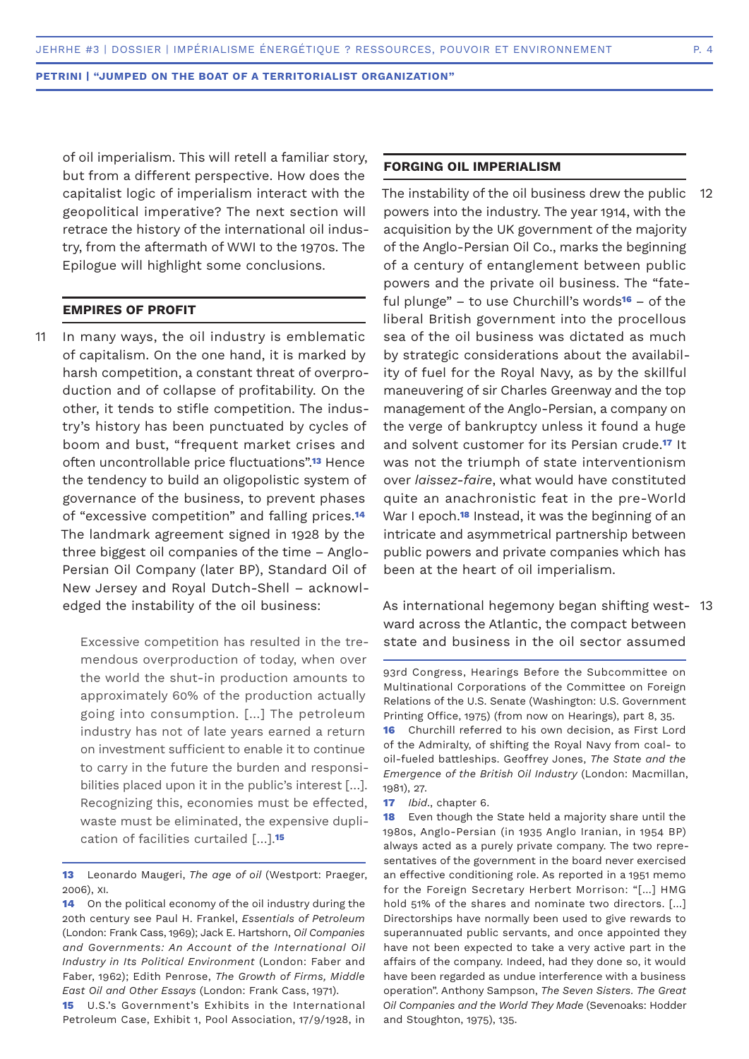of oil imperialism. This will retell a familiar story, but from a different perspective. How does the capitalist logic of imperialism interact with the geopolitical imperative? The next section will retrace the history of the international oil industry, from the aftermath of WWI to the 1970s. The Epilogue will highlight some conclusions.

## EMPIRES OF PROFIT

11 In many ways, the oil industry is emblematic of capitalism. On the one hand, it is marked by harsh competition, a constant threat of overproduction and of collapse of profitability. On the other, it tends to stifle competition. The industry's history has been punctuated by cycles of boom and bust, "frequent market crises and often uncontrollable price fluctuations".[13] Hence the tendency to build an oligopolistic system of governance of the business, to prevent phases of "excessive competition" and falling prices.[14] The landmark agreement signed in 1928 by the three biggest oil companies of the time – Anglo-Persian Oil Company (later BP), Standard Oil of New Jersey and Royal Dutch-Shell – acknowledged the instability of the oil business:

> Excessive competition has resulted in the tremendous overproduction of today, when over the world the shut-in production amounts to approximately 60% of the production actually going into consumption. [...] The petroleum industry has not of late years earned a return on investment sufficient to enable it to continue to carry in the future the burden and responsibilities placed upon it in the public's interest [...]. Recognizing this, economies must be effected, waste must be eliminated, the expensive duplication of facilities curtailed [...].[15]

## FORGING OIL IMPERIALISM

12 The instability of the oil business drew the public powers into the industry. The year 1914, with the acquisition by the UK government of the majority of the Anglo-Persian Oil Co., marks the beginning of a century of entanglement between public powers and the private oil business. The "fateful plunge" – to use Churchill's words[16] – of the liberal British government into the procellous sea of the oil business was dictated as much by strategic considerations about the availability of fuel for the Royal Navy, as by the skillful maneuvering of sir Charles Greenway and the top management of the Anglo-Persian, a company on the verge of bankruptcy unless it found a huge and solvent customer for its Persian crude.[17] It was not the triumph of state interventionism over *laissez-faire*, what would have constituted quite an anachronistic feat in the pre-World War I epoch.[18] Instead, it was the beginning of an intricate and asymmetrical partnership between public powers and private companies which has been at the heart of oil imperialism.

13 As international hegemony began shifting westward across the Atlantic, the compact between state and business in the oil sector assumed

---

**13** Leonardo Maugeri, *The age of oil* (Westport: Praeger, 2006), XI.

**14** On the political economy of the oil industry during the 20th century see Paul H. Frankel, *Essentials of Petroleum* (London: Frank Cass, 1969); Jack E. Hartshorn, *Oil Companies and Governments: An Account of the International Oil Industry in Its Political Environment* (London: Faber and Faber, 1962); Edith Penrose, *The Growth of Firms, Middle East Oil and Other Essays* (London: Frank Cass, 1971).

**15** U.S.'s Government's Exhibits in the International Petroleum Case, Exhibit 1, Pool Association, 17/9/1928, in 93rd Congress, Hearings Before the Subcommittee on Multinational Corporations of the Committee on Foreign Relations of the U.S. Senate (Washington: U.S. Government Printing Office, 1975) (from now on Hearings), part 8, 35.

**16** Churchill referred to his own decision, as First Lord of the Admiralty, of shifting the Royal Navy from coal- to oil-fueled battleships. Geoffrey Jones, *The State and the Emergence of the British Oil Industry* (London: Macmillan, 1981), 27.

**17** *Ibid*., chapter 6.

**18** Even though the State held a majority share until the 1980s, Anglo-Persian (in 1935 Anglo Iranian, in 1954 BP) always acted as a purely private company. The two representatives of the government in the board never exercised an effective conditioning role. As reported in a 1951 memo for the Foreign Secretary Herbert Morrison: "[...] HMG hold 51% of the shares and nominate two directors. [...] Directorships have normally been used to give rewards to superannuated public servants, and once appointed they have not been expected to take a very active part in the affairs of the company. Indeed, had they done so, it would have been regarded as undue interference with a business operation". Anthony Sampson, *The Seven Sisters. The Great Oil Companies and the World They Made* (Sevenoaks: Hodder and Stoughton, 1975), 135.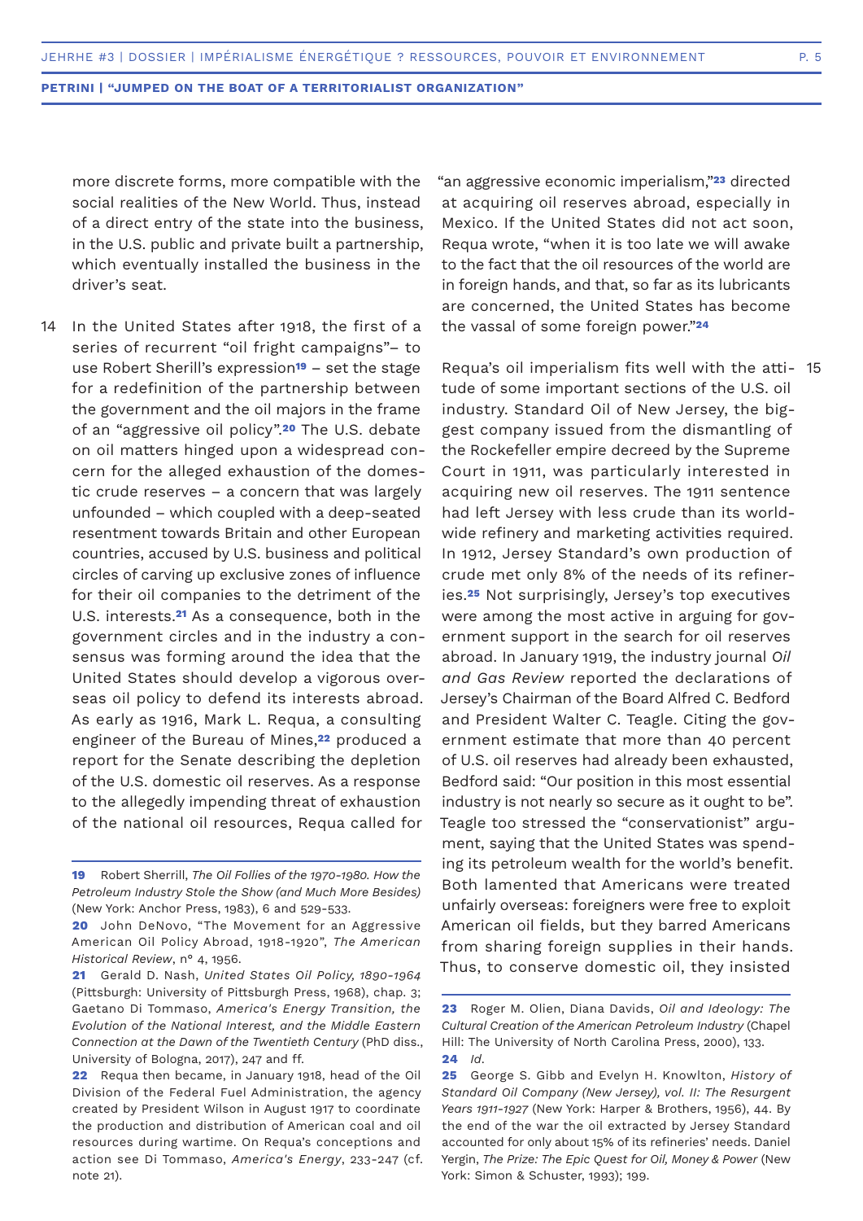more discrete forms, more compatible with the social realities of the New World. Thus, instead of a direct entry of the state into the business, in the U.S. public and private built a partnership, which eventually installed the business in the driver's seat.

14 In the United States after 1918, the first of a series of recurrent "oil fright campaigns"– to use Robert Sherill's expression[19] – set the stage for a redefinition of the partnership between the government and the oil majors in the frame of an "aggressive oil policy".[20] The U.S. debate on oil matters hinged upon a widespread concern for the alleged exhaustion of the domestic crude reserves – a concern that was largely unfounded – which coupled with a deep-seated resentment towards Britain and other European countries, accused by U.S. business and political circles of carving up exclusive zones of influence for their oil companies to the detriment of the U.S. interests.[21] As a consequence, both in the government circles and in the industry a consensus was forming around the idea that the United States should develop a vigorous overseas oil policy to defend its interests abroad. As early as 1916, Mark L. Requa, a consulting engineer of the Bureau of Mines,[22] produced a report for the Senate describing the depletion of the U.S. domestic oil reserves. As a response to the allegedly impending threat of exhaustion of the national oil resources, Requa called for "an aggressive economic imperialism,"[23] directed at acquiring oil reserves abroad, especially in Mexico. If the United States did not act soon, Requa wrote, "when it is too late we will awake to the fact that the oil resources of the world are in foreign hands, and that, so far as its lubricants are concerned, the United States has become the vassal of some foreign power."[24]

15 Requa's oil imperialism fits well with the attitude of some important sections of the U.S. oil industry. Standard Oil of New Jersey, the biggest company issued from the dismantling of the Rockefeller empire decreed by the Supreme Court in 1911, was particularly interested in acquiring new oil reserves. The 1911 sentence had left Jersey with less crude than its worldwide refinery and marketing activities required. In 1912, Jersey Standard's own production of crude met only 8% of the needs of its refineries.[25] Not surprisingly, Jersey's top executives were among the most active in arguing for government support in the search for oil reserves abroad. In January 1919, the industry journal *Oil and Gas Review* reported the declarations of Jersey's Chairman of the Board Alfred C. Bedford and President Walter C. Teagle. Citing the government estimate that more than 40 percent of U.S. oil reserves had already been exhausted, Bedford said: "Our position in this most essential industry is not nearly so secure as it ought to be". Teagle too stressed the "conservationist" argument, saying that the United States was spending its petroleum wealth for the world's benefit. Both lamented that Americans were treated unfairly overseas: foreigners were free to exploit American oil fields, but they barred Americans from sharing foreign supplies in their hands. Thus, to conserve domestic oil, they insisted

---

**19** Robert Sherrill, *The Oil Follies of the 1970-1980. How the Petroleum Industry Stole the Show (and Much More Besides)* (New York: Anchor Press, 1983), 6 and 529-533.

**20** John DeNovo, "The Movement for an Aggressive American Oil Policy Abroad, 1918-1920", *The American Historical Review*, n° 4, 1956.

**21** Gerald D. Nash, *United States Oil Policy, 1890-1964* (Pittsburgh: University of Pittsburgh Press, 1968), chap. 3; Gaetano Di Tommaso, *America's Energy Transition, the Evolution of the National Interest, and the Middle Eastern Connection at the Dawn of the Twentieth Century* (PhD diss., University of Bologna, 2017), 247 and ff.

**22** Requa then became, in January 1918, head of the Oil Division of the Federal Fuel Administration, the agency created by President Wilson in August 1917 to coordinate the production and distribution of American coal and oil resources during wartime. On Requa's conceptions and action see Di Tommaso, *America's Energy*, 233-247 (cf. note 21).

**23** Roger M. Olien, Diana Davids, *Oil and Ideology: The Cultural Creation of the American Petroleum Industry* (Chapel Hill: The University of North Carolina Press, 2000), 133.

**24** *Id.*

**25** George S. Gibb and Evelyn H. Knowlton, *History of Standard Oil Company (New Jersey), vol. II: The Resurgent Years 1911-1927* (New York: Harper & Brothers, 1956), 44. By the end of the war the oil extracted by Jersey Standard accounted for only about 15% of its refineries' needs. Daniel Yergin, *The Prize: The Epic Quest for Oil, Money & Power* (New York: Simon & Schuster, 1993); 199.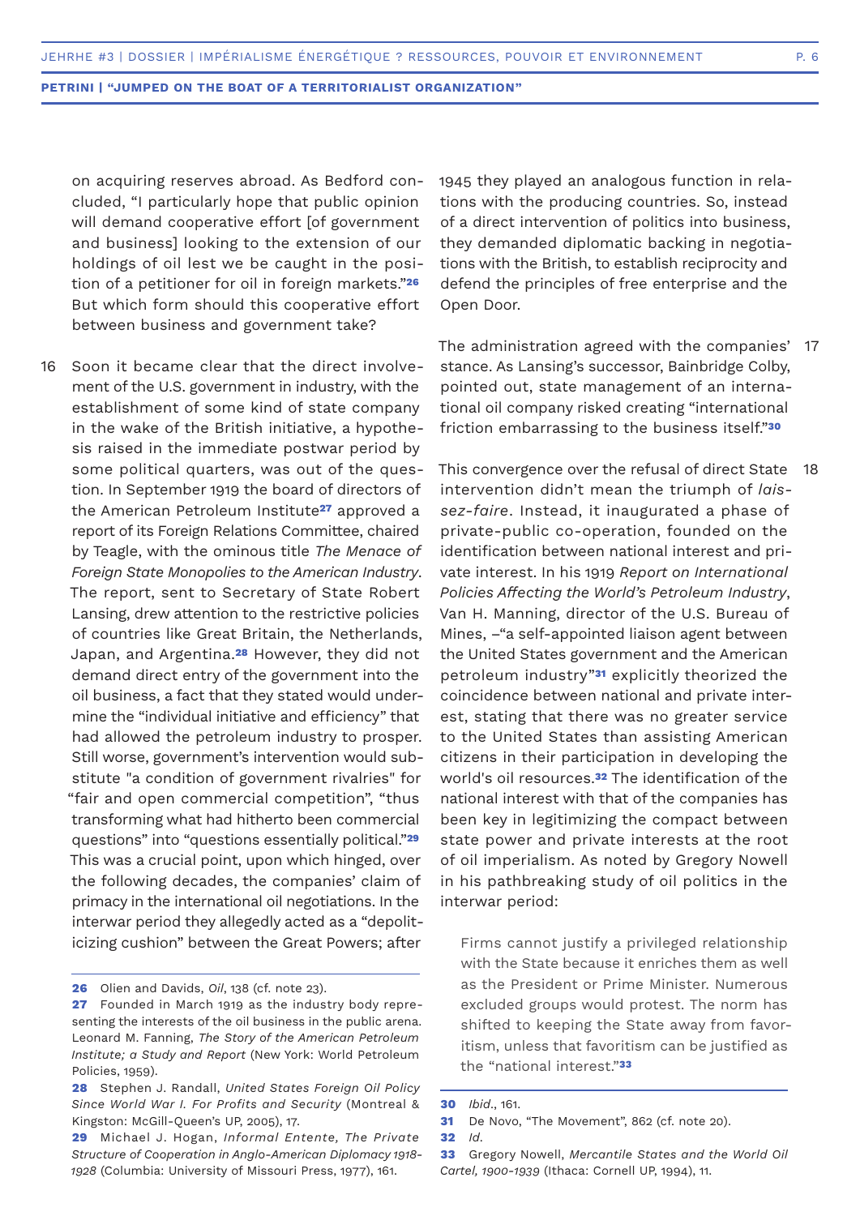on acquiring reserves abroad. As Bedford concluded, "I particularly hope that public opinion will demand cooperative effort [of government and business] looking to the extension of our holdings of oil lest we be caught in the position of a petitioner for oil in foreign markets."[26] But which form should this cooperative effort between business and government take?

16 Soon it became clear that the direct involvement of the U.S. government in industry, with the establishment of some kind of state company in the wake of the British initiative, a hypothesis raised in the immediate postwar period by some political quarters, was out of the question. In September 1919 the board of directors of the American Petroleum Institute[27] approved a report of its Foreign Relations Committee, chaired by Teagle, with the ominous title *The Menace of Foreign State Monopolies to the American Industry*. The report, sent to Secretary of State Robert Lansing, drew attention to the restrictive policies of countries like Great Britain, the Netherlands, Japan, and Argentina.[28] However, they did not demand direct entry of the government into the oil business, a fact that they stated would undermine the "individual initiative and efficiency" that had allowed the petroleum industry to prosper. Still worse, government's intervention would substitute "a condition of government rivalries" for "fair and open commercial competition", "thus transforming what had hitherto been commercial questions" into "questions essentially political."[29] This was a crucial point, upon which hinged, over the following decades, the companies' claim of primacy in the international oil negotiations. In the interwar period they allegedly acted as a "depoliticizing cushion" between the Great Powers; after 1945 they played an analogous function in relations with the producing countries. So, instead of a direct intervention of politics into business, they demanded diplomatic backing in negotiations with the British, to establish reciprocity and defend the principles of free enterprise and the Open Door.

17 The administration agreed with the companies' stance. As Lansing's successor, Bainbridge Colby, pointed out, state management of an international oil company risked creating "international friction embarrassing to the business itself."[30]

18 This convergence over the refusal of direct State intervention didn't mean the triumph of *laissez-faire*. Instead, it inaugurated a phase of private-public co-operation, founded on the identification between national interest and private interest. In his 1919 *Report on International Policies Affecting the World's Petroleum Industry*, Van H. Manning, director of the U.S. Bureau of Mines, –"a self-appointed liaison agent between the United States government and the American petroleum industry"[31] explicitly theorized the coincidence between national and private interest, stating that there was no greater service to the United States than assisting American citizens in their participation in developing the world's oil resources.[32] The identification of the national interest with that of the companies has been key in legitimizing the compact between state power and private interests at the root of oil imperialism. As noted by Gregory Nowell in his pathbreaking study of oil politics in the interwar period:

> Firms cannot justify a privileged relationship with the State because it enriches them as well as the President or Prime Minister. Numerous excluded groups would protest. The norm has shifted to keeping the State away from favoritism, unless that favoritism can be justified as the "national interest."[33]

---

**26** Olien and Davids, *Oil*, 138 (cf. note 23).

**27** Founded in March 1919 as the industry body representing the interests of the oil business in the public arena. Leonard M. Fanning, *The Story of the American Petroleum Institute; a Study and Report* (New York: World Petroleum Policies, 1959).

**28** Stephen J. Randall, *United States Foreign Oil Policy Since World War I. For Profits and Security* (Montreal & Kingston: McGill-Queen's UP, 2005), 17.

**29** Michael J. Hogan, *Informal Entente, The Private Structure of Cooperation in Anglo-American Diplomacy 1918-1928* (Columbia: University of Missouri Press, 1977), 161.

**30** *Ibid*., 161.

**31** De Novo, "The Movement", 862 (cf. note 20).

**32** *Id*.

**33** Gregory Nowell, *Mercantile States and the World Oil Cartel, 1900-1939* (Ithaca: Cornell UP, 1994), 11.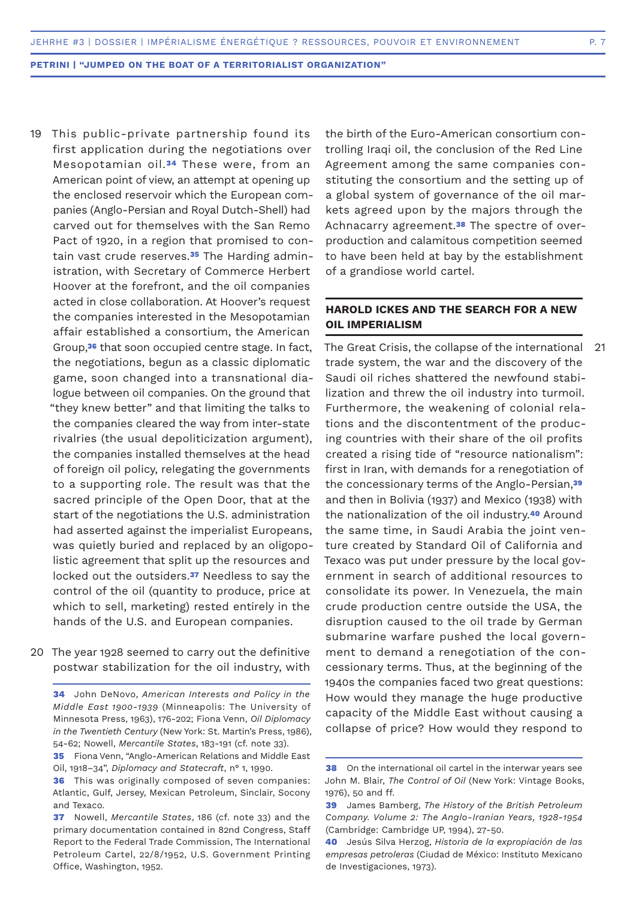19 This public-private partnership found its first application during the negotiations over Mesopotamian oil.[34] These were, from an American point of view, an attempt at opening up the enclosed reservoir which the European companies (Anglo-Persian and Royal Dutch-Shell) had carved out for themselves with the San Remo Pact of 1920, in a region that promised to contain vast crude reserves.[35] The Harding administration, with Secretary of Commerce Herbert Hoover at the forefront, and the oil companies acted in close collaboration. At Hoover's request the companies interested in the Mesopotamian affair established a consortium, the American Group,[36] that soon occupied centre stage. In fact, the negotiations, begun as a classic diplomatic game, soon changed into a transnational dialogue between oil companies. On the ground that "they knew better" and that limiting the talks to the companies cleared the way from inter-state rivalries (the usual depoliticization argument), the companies installed themselves at the head of foreign oil policy, relegating the governments to a supporting role. The result was that the sacred principle of the Open Door, that at the start of the negotiations the U.S. administration had asserted against the imperialist Europeans, was quietly buried and replaced by an oligopolistic agreement that split up the resources and locked out the outsiders.[37] Needless to say the control of the oil (quantity to produce, price at which to sell, marketing) rested entirely in the hands of the U.S. and European companies.

20 The year 1928 seemed to carry out the definitive postwar stabilization for the oil industry, with the birth of the Euro-American consortium controlling Iraqi oil, the conclusion of the Red Line Agreement among the same companies constituting the consortium and the setting up of a global system of governance of the oil markets agreed upon by the majors through the Achnacarry agreement.[38] The spectre of overproduction and calamitous competition seemed to have been held at bay by the establishment of a grandiose world cartel.

## HAROLD ICKES AND THE SEARCH FOR A NEW OIL IMPERIALISM

21 The Great Crisis, the collapse of the international trade system, the war and the discovery of the Saudi oil riches shattered the newfound stabilization and threw the oil industry into turmoil. Furthermore, the weakening of colonial relations and the discontentment of the producing countries with their share of the oil profits created a rising tide of "resource nationalism": first in Iran, with demands for a renegotiation of the concessionary terms of the Anglo-Persian,[39] and then in Bolivia (1937) and Mexico (1938) with the nationalization of the oil industry.[40] Around the same time, in Saudi Arabia the joint venture created by Standard Oil of California and Texaco was put under pressure by the local government in search of additional resources to consolidate its power. In Venezuela, the main crude production centre outside the USA, the disruption caused to the oil trade by German submarine warfare pushed the local government to demand a renegotiation of the concessionary terms. Thus, at the beginning of the 1940s the companies faced two great questions: How would they manage the huge productive capacity of the Middle East without causing a collapse of price? How would they respond to

---

**34** John DeNovo, *American Interests and Policy in the Middle East 1900-1939* (Minneapolis: The University of Minnesota Press, 1963), 176-202; Fiona Venn, *Oil Diplomacy in the Twentieth Century* (New York: St. Martin's Press, 1986), 54-62; Nowell, *Mercantile States*, 183-191 (cf. note 33).

**35** Fiona Venn, "Anglo-American Relations and Middle East Oil, 1918–34", *Diplomacy and Statecraft*, n° 1, 1990.

**36** This was originally composed of seven companies: Atlantic, Gulf, Jersey, Mexican Petroleum, Sinclair, Socony and Texaco.

**37** Nowell, *Mercantile States*, 186 (cf. note 33) and the primary documentation contained in 82nd Congress, Staff Report to the Federal Trade Commission, The International Petroleum Cartel, 22/8/1952, U.S. Government Printing Office, Washington, 1952.

**38** On the international oil cartel in the interwar years see John M. Blair, *The Control of Oil* (New York: Vintage Books, 1976), 50 and ff.

**39** James Bamberg, *The History of the British Petroleum Company. Volume 2: The Anglo-Iranian Years, 1928-1954* (Cambridge: Cambridge UP, 1994), 27-50.

**40** Jesús Silva Herzog, *Historia de la expropiación de las empresas petroleras* (Ciudad de México: Instituto Mexicano de Investigaciones, 1973).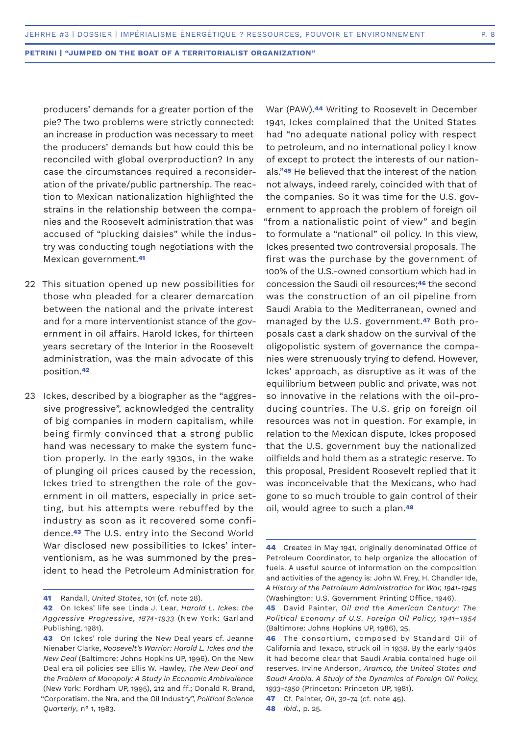producers' demands for a greater portion of the pie? The two problems were strictly connected: an increase in production was necessary to meet the producers' demands but how could this be reconciled with global overproduction? In any case the circumstances required a reconsideration of the private/public partnership. The reaction to Mexican nationalization highlighted the strains in the relationship between the companies and the Roosevelt administration that was accused of "plucking daisies" while the industry was conducting tough negotiations with the Mexican government.[41]

22 This situation opened up new possibilities for those who pleaded for a clearer demarcation between the national and the private interest and for a more interventionist stance of the government in oil affairs. Harold Ickes, for thirteen years secretary of the Interior in the Roosevelt administration, was the main advocate of this position.[42]

23 Ickes, described by a biographer as the "aggressive progressive", acknowledged the centrality of big companies in modern capitalism, while being firmly convinced that a strong public hand was necessary to make the system function properly. In the early 1930s, in the wake of plunging oil prices caused by the recession, Ickes tried to strengthen the role of the government in oil matters, especially in price setting, but his attempts were rebuffed by the industry as soon as it recovered some confidence.[43] The U.S. entry into the Second World War disclosed new possibilities to Ickes' interventionism, as he was summoned by the president to head the Petroleum Administration for War (PAW).[44] Writing to Roosevelt in December 1941, Ickes complained that the United States had "no adequate national policy with respect to petroleum, and no international policy I know of except to protect the interests of our nationals."[45] He believed that the interest of the nation not always, indeed rarely, coincided with that of the companies. So it was time for the U.S. government to approach the problem of foreign oil "from a nationalistic point of view" and begin to formulate a "national" oil policy. In this view, Ickes presented two controversial proposals. The first was the purchase by the government of 100% of the U.S.-owned consortium which had in concession the Saudi oil resources;[46] the second was the construction of an oil pipeline from Saudi Arabia to the Mediterranean, owned and managed by the U.S. government.[47] Both proposals cast a dark shadow on the survival of the oligopolistic system of governance the companies were strenuously trying to defend. However, Ickes' approach, as disruptive as it was of the equilibrium between public and private, was not so innovative in the relations with the oil-producing countries. The U.S. grip on foreign oil resources was not in question. For example, in relation to the Mexican dispute, Ickes proposed that the U.S. government buy the nationalized oilfields and hold them as a strategic reserve. To this proposal, President Roosevelt replied that it was inconceivable that the Mexicans, who had gone to so much trouble to gain control of their oil, would agree to such a plan.[48]

---

**41** Randall, *United States*, 101 (cf. note 28).

**42** On Ickes' life see Linda J. Lear, *Harold L. Ickes: the Aggressive Progressive, 1874-1933* (New York: Garland Publishing, 1981).

**43** On Ickes' role during the New Deal years cf. Jeanne Nienaber Clarke, *Roosevelt's Warrior: Harold L. Ickes and the New Deal* (Baltimore: Johns Hopkins UP, 1996). On the New Deal era oil policies see Ellis W. Hawley, *The New Deal and the Problem of Monopoly: A Study in Economic Ambivalence* (New York: Fordham UP, 1995), 212 and ff.; Donald R. Brand, "Corporatism, the Nra, and the Oil Industry", *Political Science Quarterly*, n° 1, 1983.

**44** Created in May 1941, originally denominated Office of Petroleum Coordinator, to help organize the allocation of fuels. A useful source of information on the composition and activities of the agency is: John W. Frey, H. Chandler Ide, *A History of the Petroleum Administration for War, 1941-1945* (Washington: U.S. Government Printing Office, 1946).

**45** David Painter, *Oil and the American Century: The Political Economy of U.S. Foreign Oil Policy, 1941–1954* (Baltimore: Johns Hopkins UP, 1986), 25.

**46** The consortium, composed by Standard Oil of California and Texaco, struck oil in 1938. By the early 1940s it had become clear that Saudi Arabia contained huge oil reserves. Irvine Anderson, *Aramco, the United States and Saudi Arabia. A Study of the Dynamics of Foreign Oil Policy, 1933-1950* (Princeton: Princeton UP, 1981).

**47** Cf. Painter, *Oil*, 32-74 (cf. note 45).

**48** *Ibid*., p. 25.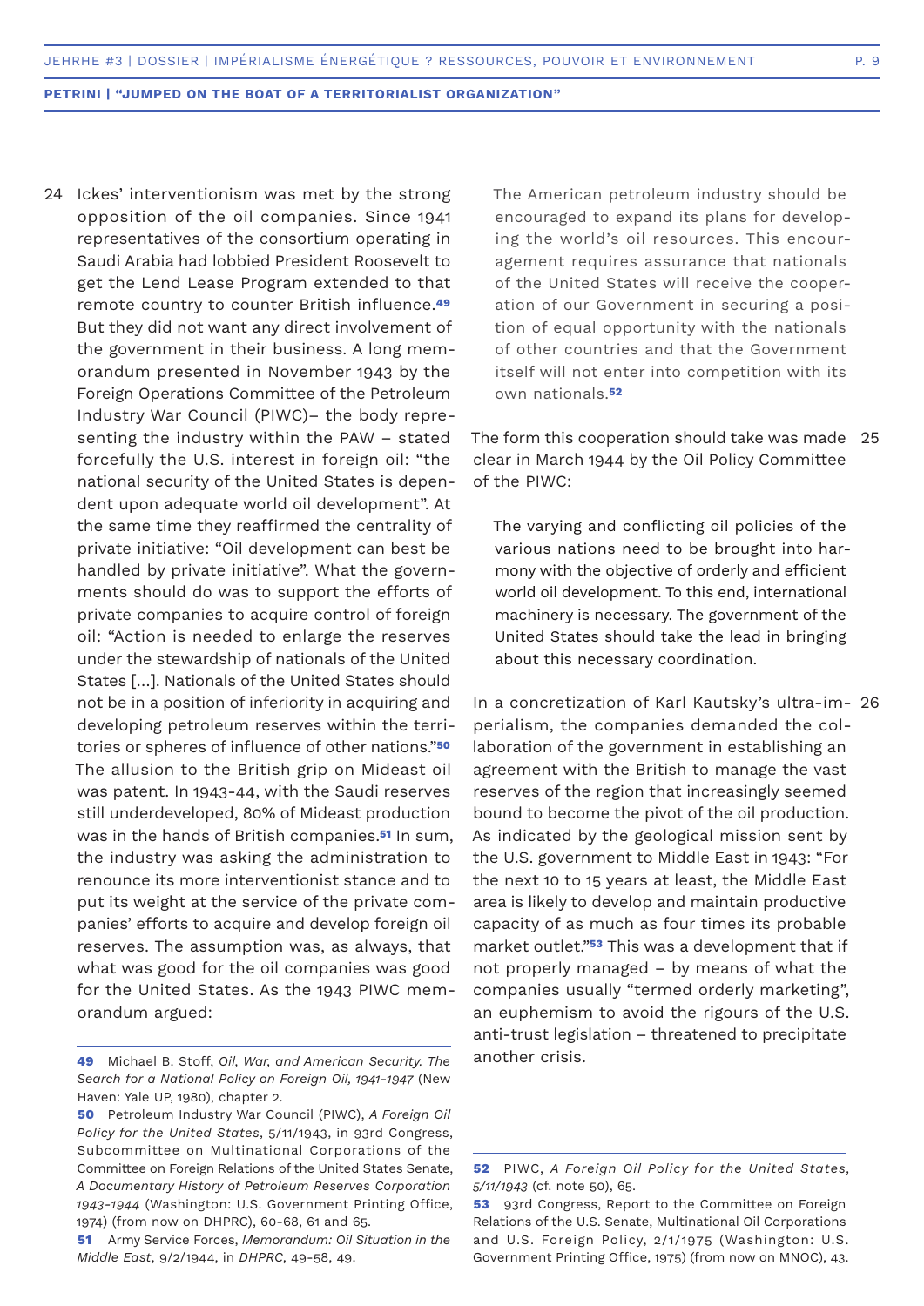24 Ickes' interventionism was met by the strong opposition of the oil companies. Since 1941 representatives of the consortium operating in Saudi Arabia had lobbied President Roosevelt to get the Lend Lease Program extended to that remote country to counter British influence.[49] But they did not want any direct involvement of the government in their business. A long memorandum presented in November 1943 by the Foreign Operations Committee of the Petroleum Industry War Council (PIWC)– the body representing the industry within the PAW – stated forcefully the U.S. interest in foreign oil: "the national security of the United States is dependent upon adequate world oil development". At the same time they reaffirmed the centrality of private initiative: "Oil development can best be handled by private initiative". What the governments should do was to support the efforts of private companies to acquire control of foreign oil: "Action is needed to enlarge the reserves under the stewardship of nationals of the United States [...]. Nationals of the United States should not be in a position of inferiority in acquiring and developing petroleum reserves within the territories or spheres of influence of other nations."[50] The allusion to the British grip on Mideast oil was patent. In 1943-44, with the Saudi reserves still underdeveloped, 80% of Mideast production was in the hands of British companies.[51] In sum, the industry was asking the administration to renounce its more interventionist stance and to put its weight at the service of the private companies' efforts to acquire and develop foreign oil reserves. The assumption was, as always, that what was good for the oil companies was good for the United States. As the 1943 PIWC memorandum argued:

> The American petroleum industry should be encouraged to expand its plans for developing the world's oil resources. This encouragement requires assurance that nationals of the United States will receive the cooperation of our Government in securing a position of equal opportunity with the nationals of other countries and that the Government itself will not enter into competition with its own nationals.[52]

25 The form this cooperation should take was made clear in March 1944 by the Oil Policy Committee of the PIWC:

> The varying and conflicting oil policies of the various nations need to be brought into harmony with the objective of orderly and efficient world oil development. To this end, international machinery is necessary. The government of the United States should take the lead in bringing about this necessary coordination.

26 In a concretization of Karl Kautsky's ultra-imperialism, the companies demanded the collaboration of the government in establishing an agreement with the British to manage the vast reserves of the region that increasingly seemed bound to become the pivot of the oil production. As indicated by the geological mission sent by the U.S. government to Middle East in 1943: "For the next 10 to 15 years at least, the Middle East area is likely to develop and maintain productive capacity of as much as four times its probable market outlet."[53] This was a development that if not properly managed – by means of what the companies usually "termed orderly marketing", an euphemism to avoid the rigours of the U.S. anti-trust legislation – threatened to precipitate another crisis.

---

**49** Michael B. Stoff, *Oil, War, and American Security. The Search for a National Policy on Foreign Oil, 1941-1947* (New Haven: Yale UP, 1980), chapter 2.

**50** Petroleum Industry War Council (PIWC), *A Foreign Oil Policy for the United States*, 5/11/1943, in 93rd Congress, Subcommittee on Multinational Corporations of the Committee on Foreign Relations of the United States Senate, *A Documentary History of Petroleum Reserves Corporation 1943-1944* (Washington: U.S. Government Printing Office, 1974) (from now on DHPRC), 60-68, 61 and 65.

**51** Army Service Forces, *Memorandum: Oil Situation in the Middle East*, 9/2/1944, in *DHPRC*, 49-58, 49.

**52** PIWC, *A Foreign Oil Policy for the United States, 5/11/1943* (cf. note 50), 65.

**53** 93rd Congress, Report to the Committee on Foreign Relations of the U.S. Senate, Multinational Oil Corporations and U.S. Foreign Policy, 2/1/1975 (Washington: U.S. Government Printing Office, 1975) (from now on MNOC), 43.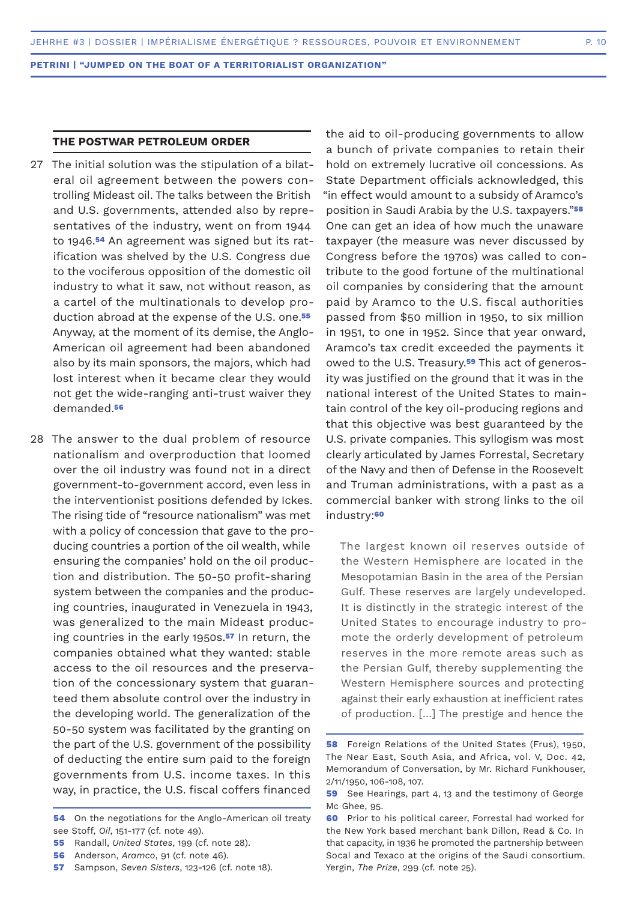## THE POSTWAR PETROLEUM ORDER

27 The initial solution was the stipulation of a bilateral oil agreement between the powers controlling Mideast oil. The talks between the British and U.S. governments, attended also by representatives of the industry, went on from 1944 to 1946.[54] An agreement was signed but its ratification was shelved by the U.S. Congress due to the vociferous opposition of the domestic oil industry to what it saw, not without reason, as a cartel of the multinationals to develop production abroad at the expense of the U.S. one.[55] Anyway, at the moment of its demise, the Anglo-American oil agreement had been abandoned also by its main sponsors, the majors, which had lost interest when it became clear they would not get the wide-ranging anti-trust waiver they demanded.[56]

28 The answer to the dual problem of resource nationalism and overproduction that loomed over the oil industry was found not in a direct government-to-government accord, even less in the interventionist positions defended by Ickes. The rising tide of "resource nationalism" was met with a policy of concession that gave to the producing countries a portion of the oil wealth, while ensuring the companies' hold on the oil production and distribution. The 50-50 profit-sharing system between the companies and the producing countries, inaugurated in Venezuela in 1943, was generalized to the main Mideast producing countries in the early 1950s.[57] In return, the companies obtained what they wanted: stable access to the oil resources and the preservation of the concessionary system that guaranteed them absolute control over the industry in the developing world. The generalization of the 50-50 system was facilitated by the granting on the part of the U.S. government of the possibility of deducting the entire sum paid to the foreign governments from U.S. income taxes. In this way, in practice, the U.S. fiscal coffers financed the aid to oil-producing governments to allow a bunch of private companies to retain their hold on extremely lucrative oil concessions. As State Department officials acknowledged, this "in effect would amount to a subsidy of Aramco's position in Saudi Arabia by the U.S. taxpayers."[58] One can get an idea of how much the unaware taxpayer (the measure was never discussed by Congress before the 1970s) was called to contribute to the good fortune of the multinational oil companies by considering that the amount paid by Aramco to the U.S. fiscal authorities passed from $50 million in 1950, to six million in 1951, to one in 1952. Since that year onward, Aramco's tax credit exceeded the payments it owed to the U.S. Treasury.[59] This act of generosity was justified on the ground that it was in the national interest of the United States to maintain control of the key oil-producing regions and that this objective was best guaranteed by the U.S. private companies. This syllogism was most clearly articulated by James Forrestal, Secretary of the Navy and then of Defense in the Roosevelt and Truman administrations, with a past as a commercial banker with strong links to the oil industry:[60]

> The largest known oil reserves outside of the Western Hemisphere are located in the Mesopotamian Basin in the area of the Persian Gulf. These reserves are largely undeveloped. It is distinctly in the strategic interest of the United States to encourage industry to promote the orderly development of petroleum reserves in the more remote areas such as the Persian Gulf, thereby supplementing the Western Hemisphere sources and protecting against their early exhaustion at inefficient rates of production. […] The prestige and hence the

---

54 On the negotiations for the Anglo-American oil treaty see Stoff, *Oil*, 151-177 (cf. note 49).

55 Randall, *United States*, 199 (cf. note 28).

56 Anderson, *Aramco*, 91 (cf. note 46).

57 Sampson, *Seven Sisters*, 123-126 (cf. note 18).

58 Foreign Relations of the United States (Frus), 1950, The Near East, South Asia, and Africa, vol. V, Doc. 42, Memorandum of Conversation, by Mr. Richard Funkhouser, 2/11/1950, 106-108, 107.

59 See Hearings, part 4, 13 and the testimony of George Mc Ghee, 95.

60 Prior to his political career, Forrestal had worked for the New York based merchant bank Dillon, Read & Co. In that capacity, in 1936 he promoted the partnership between Socal and Texaco at the origins of the Saudi consortium. Yergin, *The Prize*, 299 (cf. note 25).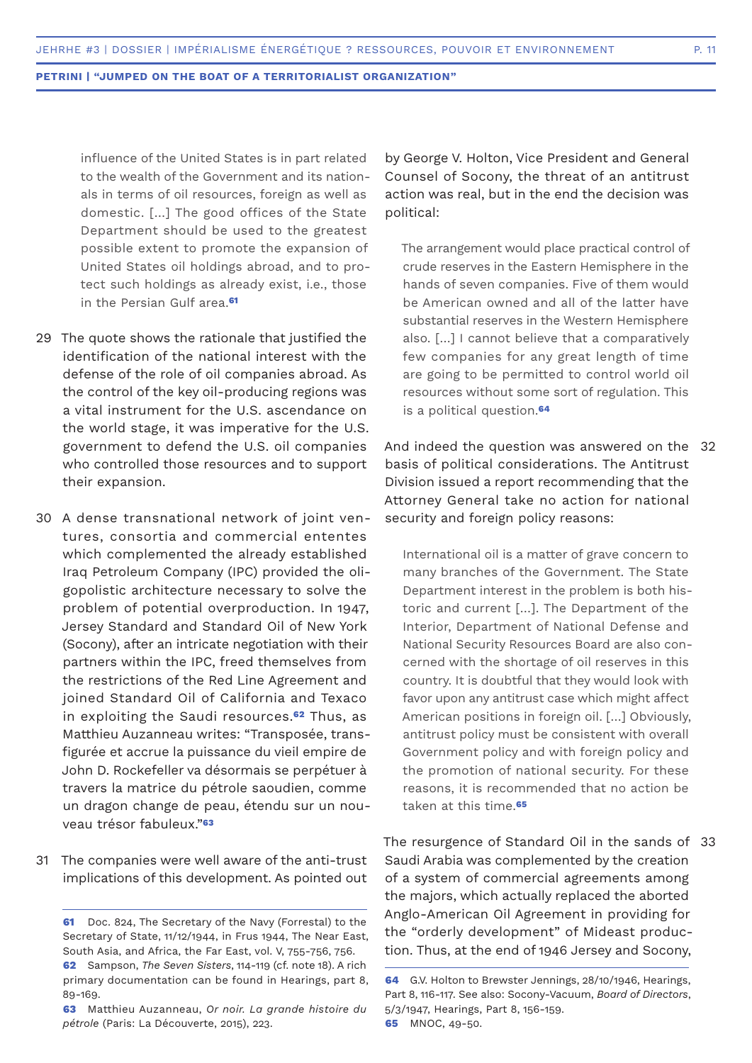> influence of the United States is in part related to the wealth of the Government and its nationals in terms of oil resources, foreign as well as domestic. [...] The good offices of the State Department should be used to the greatest possible extent to promote the expansion of United States oil holdings abroad, and to protect such holdings as already exist, i.e., those in the Persian Gulf area.[61]

29 The quote shows the rationale that justified the identification of the national interest with the defense of the role of oil companies abroad. As the control of the key oil-producing regions was a vital instrument for the U.S. ascendance on the world stage, it was imperative for the U.S. government to defend the U.S. oil companies who controlled those resources and to support their expansion.

30 A dense transnational network of joint ventures, consortia and commercial ententes which complemented the already established Iraq Petroleum Company (IPC) provided the oligopolistic architecture necessary to solve the problem of potential overproduction. In 1947, Jersey Standard and Standard Oil of New York (Socony), after an intricate negotiation with their partners within the IPC, freed themselves from the restrictions of the Red Line Agreement and joined Standard Oil of California and Texaco in exploiting the Saudi resources.[62] Thus, as Matthieu Auzanneau writes: "Transposée, transfigurée et accrue la puissance du vieil empire de John D. Rockefeller va désormais se perpétuer à travers la matrice du pétrole saoudien, comme un dragon change de peau, étendu sur un nouveau trésor fabuleux."[63]

31 The companies were well aware of the anti-trust implications of this development. As pointed out by George V. Holton, Vice President and General Counsel of Socony, the threat of an antitrust action was real, but in the end the decision was political:

> The arrangement would place practical control of crude reserves in the Eastern Hemisphere in the hands of seven companies. Five of them would be American owned and all of the latter have substantial reserves in the Western Hemisphere also. [...] I cannot believe that a comparatively few companies for any great length of time are going to be permitted to control world oil resources without some sort of regulation. This is a political question.[64]

32 And indeed the question was answered on the basis of political considerations. The Antitrust Division issued a report recommending that the Attorney General take no action for national security and foreign policy reasons:

> International oil is a matter of grave concern to many branches of the Government. The State Department interest in the problem is both historic and current [...]. The Department of the Interior, Department of National Defense and National Security Resources Board are also concerned with the shortage of oil reserves in this country. It is doubtful that they would look with favor upon any antitrust case which might affect American positions in foreign oil. [...] Obviously, antitrust policy must be consistent with overall Government policy and with foreign policy and the promotion of national security. For these reasons, it is recommended that no action be taken at this time.[65]

33 The resurgence of Standard Oil in the sands of Saudi Arabia was complemented by the creation of a system of commercial agreements among the majors, which actually replaced the aborted Anglo-American Oil Agreement in providing for the "orderly development" of Mideast production. Thus, at the end of 1946 Jersey and Socony,

---

**61** Doc. 824, The Secretary of the Navy (Forrestal) to the Secretary of State, 11/12/1944, in Frus 1944, The Near East, South Asia, and Africa, the Far East, vol. V, 755-756, 756.

**62** Sampson, *The Seven Sisters*, 114-119 (cf. note 18). A rich primary documentation can be found in Hearings, part 8, 89-169.

**63** Matthieu Auzanneau, *Or noir. La grande histoire du pétrole* (Paris: La Découverte, 2015), 223.

**64** G.V. Holton to Brewster Jennings, 28/10/1946, Hearings, Part 8, 116-117. See also: Socony-Vacuum, *Board of Directors*, 5/3/1947, Hearings, Part 8, 156-159.

**65** MNOC, 49-50.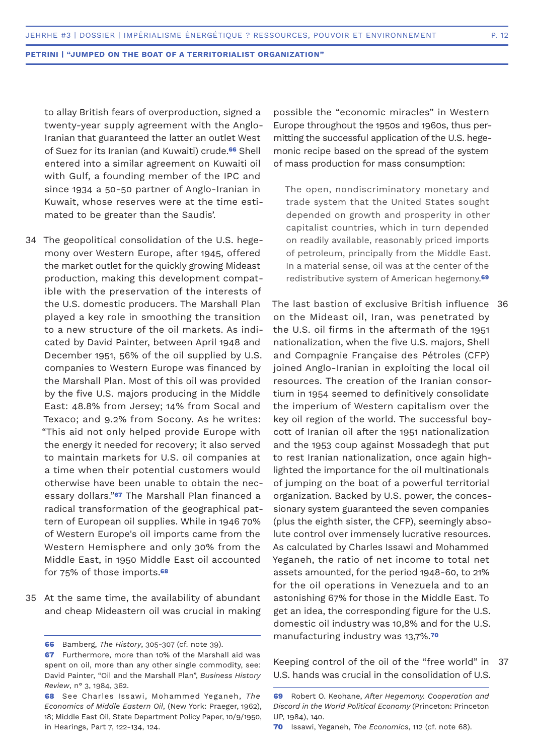to allay British fears of overproduction, signed a twenty-year supply agreement with the Anglo-Iranian that guaranteed the latter an outlet West of Suez for its Iranian (and Kuwaiti) crude.[66] Shell entered into a similar agreement on Kuwaiti oil with Gulf, a founding member of the IPC and since 1934 a 50-50 partner of Anglo-Iranian in Kuwait, whose reserves were at the time estimated to be greater than the Saudis'.

34 The geopolitical consolidation of the U.S. hegemony over Western Europe, after 1945, offered the market outlet for the quickly growing Mideast production, making this development compatible with the preservation of the interests of the U.S. domestic producers. The Marshall Plan played a key role in smoothing the transition to a new structure of the oil markets. As indicated by David Painter, between April 1948 and December 1951, 56% of the oil supplied by U.S. companies to Western Europe was financed by the Marshall Plan. Most of this oil was provided by the five U.S. majors producing in the Middle East: 48.8% from Jersey; 14% from Socal and Texaco; and 9.2% from Socony. As he writes: "This aid not only helped provide Europe with the energy it needed for recovery; it also served to maintain markets for U.S. oil companies at a time when their potential customers would otherwise have been unable to obtain the necessary dollars."[67] The Marshall Plan financed a radical transformation of the geographical pattern of European oil supplies. While in 1946 70% of Western Europe's oil imports came from the Western Hemisphere and only 30% from the Middle East, in 1950 Middle East oil accounted for 75% of those imports.[68]

35 At the same time, the availability of abundant and cheap Mideastern oil was crucial in making possible the "economic miracles" in Western Europe throughout the 1950s and 1960s, thus permitting the successful application of the U.S. hegemonic recipe based on the spread of the system of mass production for mass consumption:

> The open, nondiscriminatory monetary and trade system that the United States sought depended on growth and prosperity in other capitalist countries, which in turn depended on readily available, reasonably priced imports of petroleum, principally from the Middle East. In a material sense, oil was at the center of the redistributive system of American hegemony.[69]

36 The last bastion of exclusive British influence on the Mideast oil, Iran, was penetrated by the U.S. oil firms in the aftermath of the 1951 nationalization, when the five U.S. majors, Shell and Compagnie Française des Pétroles (CFP) joined Anglo-Iranian in exploiting the local oil resources. The creation of the Iranian consortium in 1954 seemed to definitively consolidate the imperium of Western capitalism over the key oil region of the world. The successful boycott of Iranian oil after the 1951 nationalization and the 1953 coup against Mossadegh that put to rest Iranian nationalization, once again highlighted the importance for the oil multinationals of jumping on the boat of a powerful territorial organization. Backed by U.S. power, the concessionary system guaranteed the seven companies (plus the eighth sister, the CFP), seemingly absolute control over immensely lucrative resources. As calculated by Charles Issawi and Mohammed Yeganeh, the ratio of net income to total net assets amounted, for the period 1948-60, to 21% for the oil operations in Venezuela and to an astonishing 67% for those in the Middle East. To get an idea, the corresponding figure for the U.S. domestic oil industry was 10,8% and for the U.S. manufacturing industry was 13,7%.[70]

37 Keeping control of the oil of the "free world" in U.S. hands was crucial in the consolidation of U.S.

---

[66] Bamberg, *The History*, 305-307 (cf. note 39).

[67] Furthermore, more than 10% of the Marshall aid was spent on oil, more than any other single commodity, see: David Painter, "Oil and the Marshall Plan", *Business History Review*, n° 3, 1984, 362.

[68] See Charles Issawi, Mohammed Yeganeh, *The Economics of Middle Eastern Oil*, (New York: Praeger, 1962), 18; Middle East Oil, State Department Policy Paper, 10/9/1950, in Hearings, Part 7, 122-134, 124.

[69] Robert O. Keohane, *After Hegemony. Cooperation and Discord in the World Political Economy* (Princeton: Princeton UP, 1984), 140.

[70] Issawi, Yeganeh, *The Economics*, 112 (cf. note 68).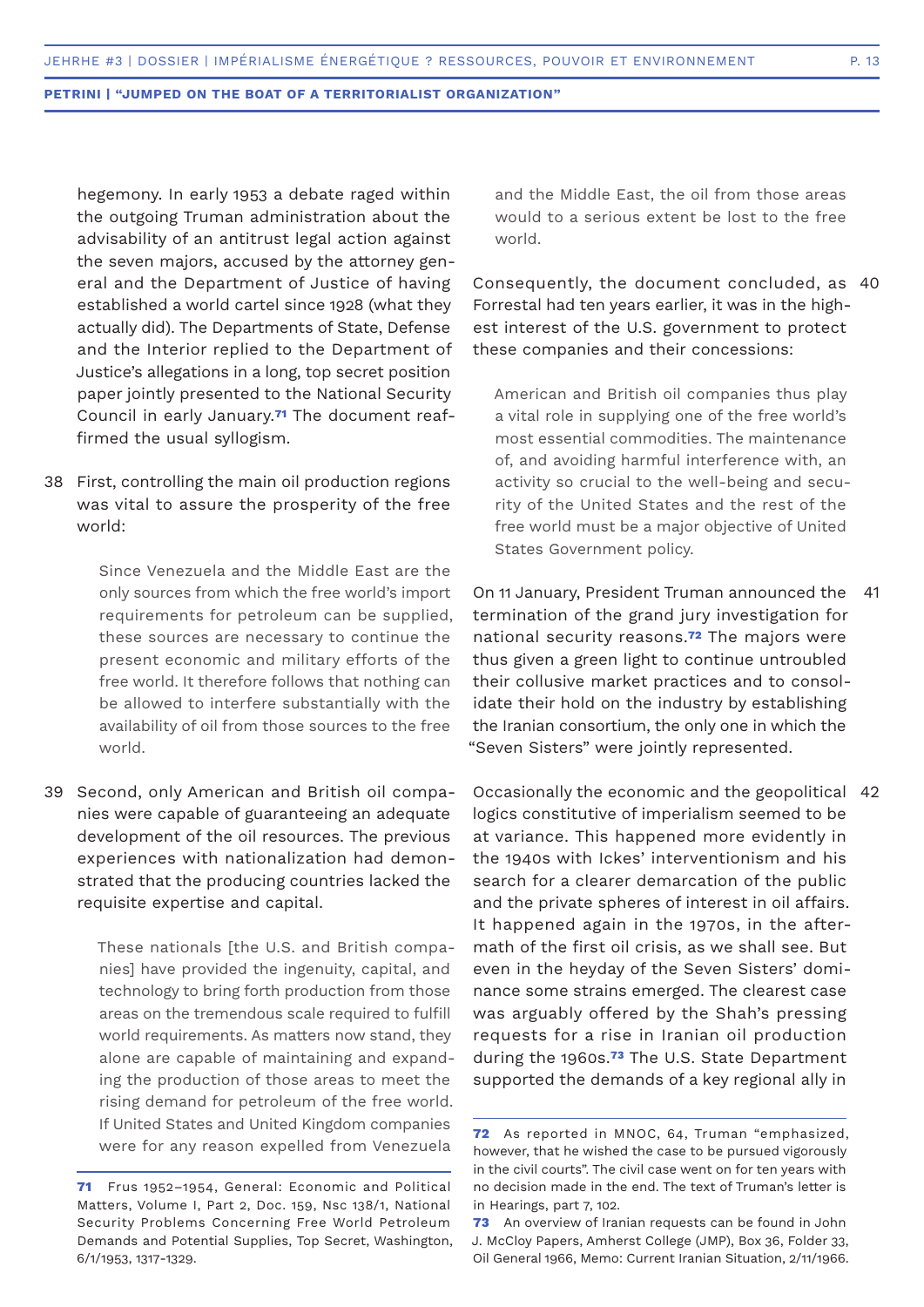hegemony. In early 1953 a debate raged within the outgoing Truman administration about the advisability of an antitrust legal action against the seven majors, accused by the attorney general and the Department of Justice of having established a world cartel since 1928 (what they actually did). The Departments of State, Defense and the Interior replied to the Department of Justice's allegations in a long, top secret position paper jointly presented to the National Security Council in early January.[71] The document reaffirmed the usual syllogism.

38 First, controlling the main oil production regions was vital to assure the prosperity of the free world:

> Since Venezuela and the Middle East are the only sources from which the free world's import requirements for petroleum can be supplied, these sources are necessary to continue the present economic and military efforts of the free world. It therefore follows that nothing can be allowed to interfere substantially with the availability of oil from those sources to the free world.

39 Second, only American and British oil companies were capable of guaranteeing an adequate development of the oil resources. The previous experiences with nationalization had demonstrated that the producing countries lacked the requisite expertise and capital.

> These nationals [the U.S. and British companies] have provided the ingenuity, capital, and technology to bring forth production from those areas on the tremendous scale required to fulfill world requirements. As matters now stand, they alone are capable of maintaining and expanding the production of those areas to meet the rising demand for petroleum of the free world. If United States and United Kingdom companies were for any reason expelled from Venezuela and the Middle East, the oil from those areas would to a serious extent be lost to the free world.

40 Consequently, the document concluded, as Forrestal had ten years earlier, it was in the highest interest of the U.S. government to protect these companies and their concessions:

> American and British oil companies thus play a vital role in supplying one of the free world's most essential commodities. The maintenance of, and avoiding harmful interference with, an activity so crucial to the well-being and security of the United States and the rest of the free world must be a major objective of United States Government policy.

41 On 11 January, President Truman announced the termination of the grand jury investigation for national security reasons.[72] The majors were thus given a green light to continue untroubled their collusive market practices and to consolidate their hold on the industry by establishing the Iranian consortium, the only one in which the "Seven Sisters" were jointly represented.

42 Occasionally the economic and the geopolitical logics constitutive of imperialism seemed to be at variance. This happened more evidently in the 1940s with Ickes' interventionism and his search for a clearer demarcation of the public and the private spheres of interest in oil affairs. It happened again in the 1970s, in the aftermath of the first oil crisis, as we shall see. But even in the heyday of the Seven Sisters' dominance some strains emerged. The clearest case was arguably offered by the Shah's pressing requests for a rise in Iranian oil production during the 1960s.[73] The U.S. State Department supported the demands of a key regional ally in

---

**71** Frus 1952–1954, General: Economic and Political Matters, Volume I, Part 2, Doc. 159, Nsc 138/1, National Security Problems Concerning Free World Petroleum Demands and Potential Supplies, Top Secret, Washington, 6/1/1953, 1317-1329.

**72** As reported in MNOC, 64, Truman "emphasized, however, that he wished the case to be pursued vigorously in the civil courts". The civil case went on for ten years with no decision made in the end. The text of Truman's letter is in Hearings, part 7, 102.

**73** An overview of Iranian requests can be found in John J. McCloy Papers, Amherst College (JMP), Box 36, Folder 33, Oil General 1966, Memo: Current Iranian Situation, 2/11/1966.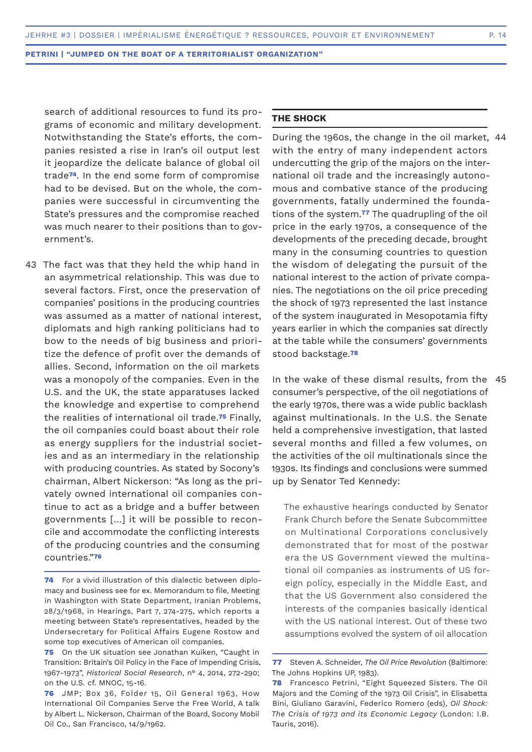search of additional resources to fund its programs of economic and military development. Notwithstanding the State's efforts, the companies resisted a rise in Iran's oil output lest it jeopardize the delicate balance of global oil trade[74]. In the end some form of compromise had to be devised. But on the whole, the companies were successful in circumventing the State's pressures and the compromise reached was much nearer to their positions than to government's.

43 The fact was that they held the whip hand in an asymmetrical relationship. This was due to several factors. First, once the preservation of companies' positions in the producing countries was assumed as a matter of national interest, diplomats and high ranking politicians had to bow to the needs of big business and prioritize the defence of profit over the demands of allies. Second, information on the oil markets was a monopoly of the companies. Even in the U.S. and the UK, the state apparatuses lacked the knowledge and expertise to comprehend the realities of international oil trade.[75] Finally, the oil companies could boast about their role as energy suppliers for the industrial societies and as an intermediary in the relationship with producing countries. As stated by Socony's chairman, Albert Nickerson: "As long as the privately owned international oil companies continue to act as a bridge and a buffer between governments [...] it will be possible to reconcile and accommodate the conflicting interests of the producing countries and the consuming countries."[76]

## THE SHOCK

44 During the 1960s, the change in the oil market, with the entry of many independent actors undercutting the grip of the majors on the international oil trade and the increasingly autonomous and combative stance of the producing governments, fatally undermined the foundations of the system.[77] The quadrupling of the oil price in the early 1970s, a consequence of the developments of the preceding decade, brought many in the consuming countries to question the wisdom of delegating the pursuit of the national interest to the action of private companies. The negotiations on the oil price preceding the shock of 1973 represented the last instance of the system inaugurated in Mesopotamia fifty years earlier in which the companies sat directly at the table while the consumers' governments stood backstage.[78]

45 In the wake of these dismal results, from the consumer's perspective, of the oil negotiations of the early 1970s, there was a wide public backlash against multinationals. In the U.S. the Senate held a comprehensive investigation, that lasted several months and filled a few volumes, on the activities of the oil multinationals since the 1930s. Its findings and conclusions were summed up by Senator Ted Kennedy:

> The exhaustive hearings conducted by Senator Frank Church before the Senate Subcommittee on Multinational Corporations conclusively demonstrated that for most of the postwar era the US Government viewed the multinational oil companies as instruments of US foreign policy, especially in the Middle East, and that the US Government also considered the interests of the companies basically identical with the US national interest. Out of these two assumptions evolved the system of oil allocation

---

[74] For a vivid illustration of this dialectic between diplomacy and business see for ex. Memorandum to file, Meeting in Washington with State Department, Iranian Problems, 28/3/1968, in Hearings, Part 7, 274-275, which reports a meeting between State's representatives, headed by the Undersecretary for Political Affairs Eugene Rostow and some top executives of American oil companies.

[75] On the UK situation see Jonathan Kuiken, "Caught in Transition: Britain's Oil Policy in the Face of Impending Crisis, 1967-1973", *Historical Social Research*, n° 4, 2014, 272-290; on the U.S. cf. MNOC, 15-16.

[76] JMP; Box 36, Folder 15, Oil General 1963, How International Oil Companies Serve the Free World, A talk by Albert L. Nickerson, Chairman of the Board, Socony Mobil Oil Co., San Francisco, 14/9/1962.

[77] Steven A. Schneider, *The Oil Price Revolution* (Baltimore: The Johns Hopkins UP, 1983).

[78] Francesco Petrini, "Eight Squeezed Sisters. The Oil Majors and the Coming of the 1973 Oil Crisis", in Elisabetta Bini, Giuliano Garavini, Federico Romero (eds), *Oil Shock: The Crisis of 1973 and its Economic Legacy* (London: I.B. Tauris, 2016).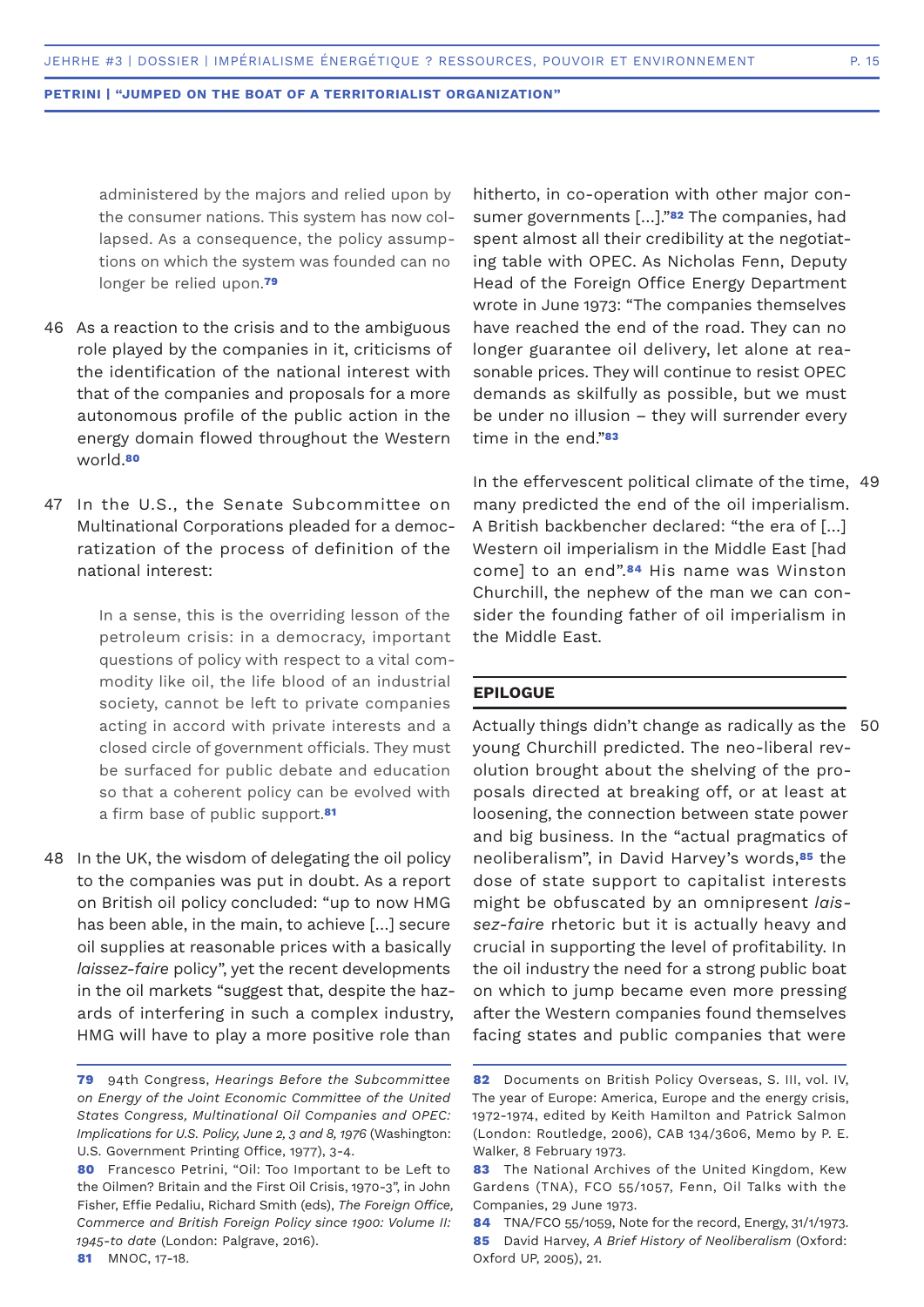> administered by the majors and relied upon by the consumer nations. This system has now collapsed. As a consequence, the policy assumptions on which the system was founded can no longer be relied upon.[79]

46 As a reaction to the crisis and to the ambiguous role played by the companies in it, criticisms of the identification of the national interest with that of the companies and proposals for a more autonomous profile of the public action in the energy domain flowed throughout the Western world.[80]

47 In the U.S., the Senate Subcommittee on Multinational Corporations pleaded for a democratization of the process of definition of the national interest:

> In a sense, this is the overriding lesson of the petroleum crisis: in a democracy, important questions of policy with respect to a vital commodity like oil, the life blood of an industrial society, cannot be left to private companies acting in accord with private interests and a closed circle of government officials. They must be surfaced for public debate and education so that a coherent policy can be evolved with a firm base of public support.[81]

48 In the UK, the wisdom of delegating the oil policy to the companies was put in doubt. As a report on British oil policy concluded: "up to now HMG has been able, in the main, to achieve [...] secure oil supplies at reasonable prices with a basically *laissez-faire* policy", yet the recent developments in the oil markets "suggest that, despite the hazards of interfering in such a complex industry, HMG will have to play a more positive role than hitherto, in co-operation with other major consumer governments [...]."[82] The companies, had spent almost all their credibility at the negotiating table with OPEC. As Nicholas Fenn, Deputy Head of the Foreign Office Energy Department wrote in June 1973: "The companies themselves have reached the end of the road. They can no longer guarantee oil delivery, let alone at reasonable prices. They will continue to resist OPEC demands as skilfully as possible, but we must be under no illusion – they will surrender every time in the end."[83]

49 In the effervescent political climate of the time, many predicted the end of the oil imperialism. A British backbencher declared: "the era of [...] Western oil imperialism in the Middle East [had come] to an end".[84] His name was Winston Churchill, the nephew of the man we can consider the founding father of oil imperialism in the Middle East.

## EPILOGUE

50 Actually things didn't change as radically as the young Churchill predicted. The neo-liberal revolution brought about the shelving of the proposals directed at breaking off, or at least at loosening, the connection between state power and big business. In the "actual pragmatics of neoliberalism", in David Harvey's words,[85] the dose of state support to capitalist interests might be obfuscated by an omnipresent *laissez-faire* rhetoric but it is actually heavy and crucial in supporting the level of profitability. In the oil industry the need for a strong public boat on which to jump became even more pressing after the Western companies found themselves facing states and public companies that were

---

**79** 94th Congress, *Hearings Before the Subcommittee on Energy of the Joint Economic Committee of the United States Congress, Multinational Oil Companies and OPEC: Implications for U.S. Policy, June 2, 3 and 8, 1976* (Washington: U.S. Government Printing Office, 1977), 3-4.

**80** Francesco Petrini, "Oil: Too Important to be Left to the Oilmen? Britain and the First Oil Crisis, 1970-3", in John Fisher, Effie Pedaliu, Richard Smith (eds), *The Foreign Office, Commerce and British Foreign Policy since 1900: Volume II: 1945-to date* (London: Palgrave, 2016).

**81** MNOC, 17-18.

**82** Documents on British Policy Overseas, S. III, vol. IV, The year of Europe: America, Europe and the energy crisis, 1972-1974, edited by Keith Hamilton and Patrick Salmon (London: Routledge, 2006), CAB 134/3606, Memo by P. E. Walker, 8 February 1973.

**83** The National Archives of the United Kingdom, Kew Gardens (TNA), FCO 55/1057, Fenn, Oil Talks with the Companies, 29 June 1973.

**84** TNA/FCO 55/1059, Note for the record, Energy, 31/1/1973.

**85** David Harvey, *A Brief History of Neoliberalism* (Oxford: Oxford UP, 2005), 21.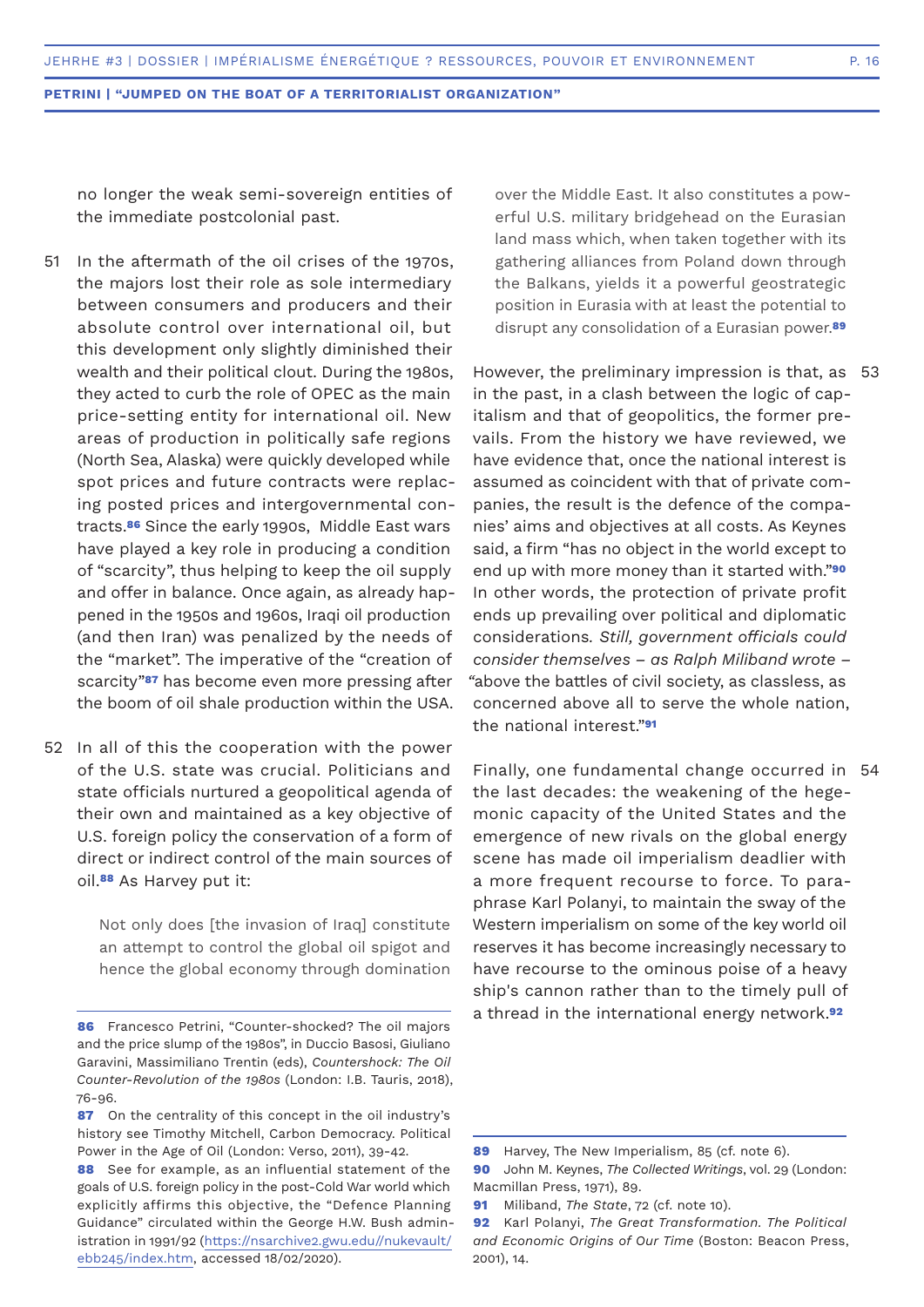no longer the weak semi-sovereign entities of the immediate postcolonial past.

51 In the aftermath of the oil crises of the 1970s, the majors lost their role as sole intermediary between consumers and producers and their absolute control over international oil, but this development only slightly diminished their wealth and their political clout. During the 1980s, they acted to curb the role of OPEC as the main price-setting entity for international oil. New areas of production in politically safe regions (North Sea, Alaska) were quickly developed while spot prices and future contracts were replacing posted prices and intergovernmental contracts.[86] Since the early 1990s, Middle East wars have played a key role in producing a condition of "scarcity", thus helping to keep the oil supply and offer in balance. Once again, as already happened in the 1950s and 1960s, Iraqi oil production (and then Iran) was penalized by the needs of the "market". The imperative of the "creation of scarcity"[87] has become even more pressing after the boom of oil shale production within the USA.

52 In all of this the cooperation with the power of the U.S. state was crucial. Politicians and state officials nurtured a geopolitical agenda of their own and maintained as a key objective of U.S. foreign policy the conservation of a form of direct or indirect control of the main sources of oil.[88] As Harvey put it:

> Not only does [the invasion of Iraq] constitute an attempt to control the global oil spigot and hence the global economy through domination over the Middle East. It also constitutes a powerful U.S. military bridgehead on the Eurasian land mass which, when taken together with its gathering alliances from Poland down through the Balkans, yields it a powerful geostrategic position in Eurasia with at least the potential to disrupt any consolidation of a Eurasian power.[89]

53 However, the preliminary impression is that, as in the past, in a clash between the logic of capitalism and that of geopolitics, the former prevails. From the history we have reviewed, we have evidence that, once the national interest is assumed as coincident with that of private companies, the result is the defence of the companies' aims and objectives at all costs. As Keynes said, a firm "has no object in the world except to end up with more money than it started with."[90] In other words, the protection of private profit ends up prevailing over political and diplomatic considerations. *Still, government officials could consider themselves – as Ralph Miliband wrote –* "above the battles of civil society, as classless, as concerned above all to serve the whole nation, the national interest."[91]

54 Finally, one fundamental change occurred in the last decades: the weakening of the hegemonic capacity of the United States and the emergence of new rivals on the global energy scene has made oil imperialism deadlier with a more frequent recourse to force. To paraphrase Karl Polanyi, to maintain the sway of the Western imperialism on some of the key world oil reserves it has become increasingly necessary to have recourse to the ominous poise of a heavy ship's cannon rather than to the timely pull of a thread in the international energy network.[92]

---

**86** Francesco Petrini, "Counter-shocked? The oil majors and the price slump of the 1980s", in Duccio Basosi, Giuliano Garavini, Massimiliano Trentin (eds), *Countershock: The Oil Counter-Revolution of the 1980s* (London: I.B. Tauris, 2018), 76-96.

**87** On the centrality of this concept in the oil industry's history see Timothy Mitchell, Carbon Democracy. Political Power in the Age of Oil (London: Verso, 2011), 39-42.

**88** See for example, as an influential statement of the goals of U.S. foreign policy in the post-Cold War world which explicitly affirms this objective, the "Defence Planning Guidance" circulated within the George H.W. Bush administration in 1991/92 (https://nsarchive2.gwu.edu//nukevault/ebb245/index.htm, accessed 18/02/2020).

**89** Harvey, The New Imperialism, 85 (cf. note 6).

**90** John M. Keynes, *The Collected Writings*, vol. 29 (London: Macmillan Press, 1971), 89.

**91** Miliband, *The State*, 72 (cf. note 10).

**92** Karl Polanyi, *The Great Transformation. The Political and Economic Origins of Our Time* (Boston: Beacon Press, 2001), 14.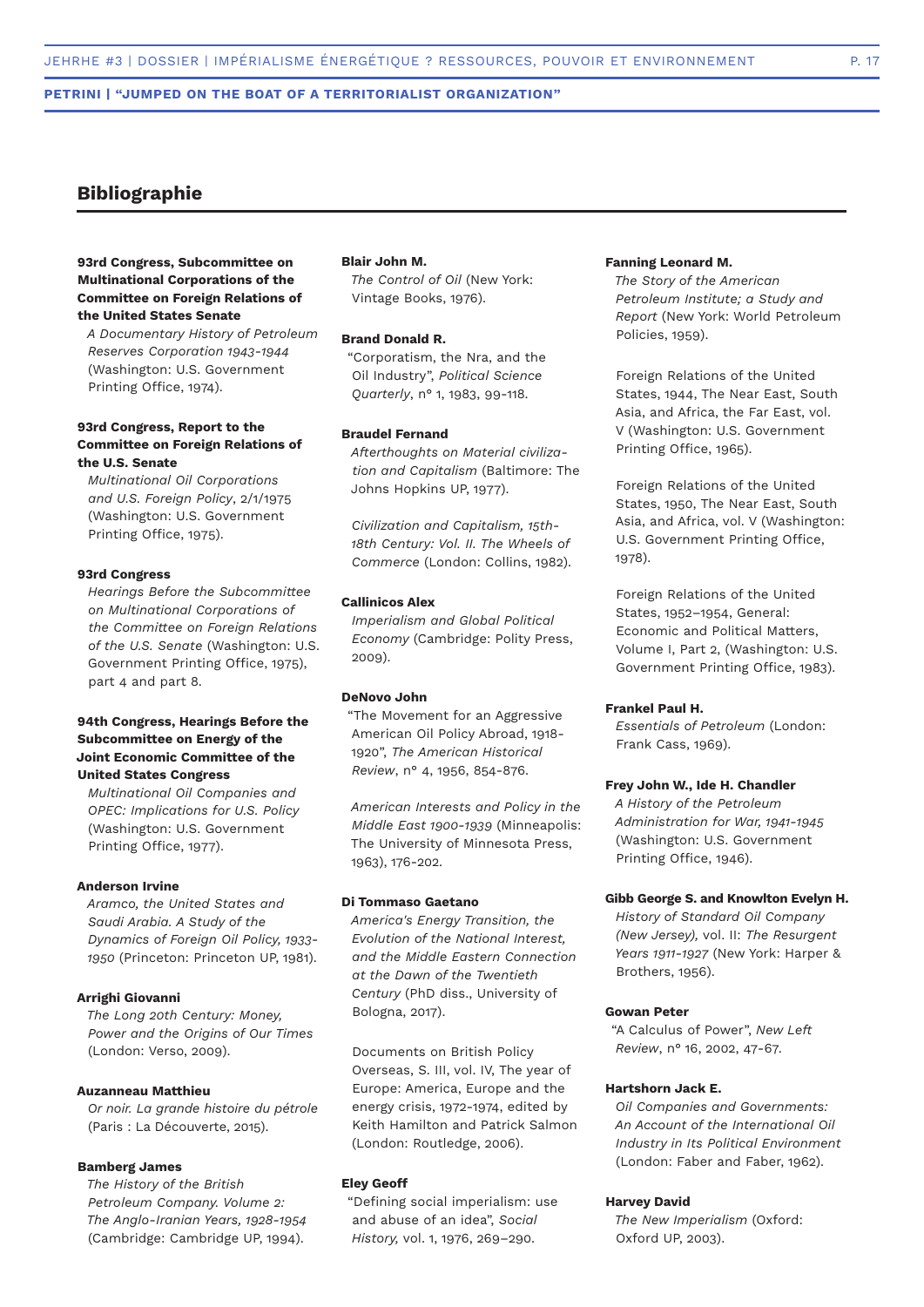## Bibliographie

**93rd Congress, Subcommittee on Multinational Corporations of the Committee on Foreign Relations of the United States Senate**
*A Documentary History of Petroleum Reserves Corporation 1943-1944* (Washington: U.S. Government Printing Office, 1974).

**93rd Congress, Report to the Committee on Foreign Relations of the U.S. Senate**
*Multinational Oil Corporations and U.S. Foreign Policy*, 2/1/1975 (Washington: U.S. Government Printing Office, 1975).

**93rd Congress**
*Hearings Before the Subcommittee on Multinational Corporations of the Committee on Foreign Relations of the U.S. Senate* (Washington: U.S. Government Printing Office, 1975), part 4 and part 8.

**94th Congress, Hearings Before the Subcommittee on Energy of the Joint Economic Committee of the United States Congress**
*Multinational Oil Companies and OPEC: Implications for U.S. Policy* (Washington: U.S. Government Printing Office, 1977).

**Anderson Irvine**
*Aramco, the United States and Saudi Arabia. A Study of the Dynamics of Foreign Oil Policy, 1933-1950* (Princeton: Princeton UP, 1981).

**Arrighi Giovanni**
*The Long 20th Century: Money, Power and the Origins of Our Times* (London: Verso, 2009).

**Auzanneau Matthieu**
*Or noir. La grande histoire du pétrole* (Paris : La Découverte, 2015).

**Bamberg James**
*The History of the British Petroleum Company. Volume 2: The Anglo-Iranian Years, 1928-1954* (Cambridge: Cambridge UP, 1994).

**Blair John M.**
*The Control of Oil* (New York: Vintage Books, 1976).

**Brand Donald R.**
"Corporatism, the Nra, and the Oil Industry", *Political Science Quarterly*, n° 1, 1983, 99-118.

**Braudel Fernand**
*Afterthoughts on Material civilization and Capitalism* (Baltimore: The Johns Hopkins UP, 1977).

*Civilization and Capitalism, 15th-18th Century: Vol. II. The Wheels of Commerce* (London: Collins, 1982).

**Callinicos Alex**
*Imperialism and Global Political Economy* (Cambridge: Polity Press, 2009).

**DeNovo John**
"The Movement for an Aggressive American Oil Policy Abroad, 1918-1920", *The American Historical Review*, n° 4, 1956, 854-876.

*American Interests and Policy in the Middle East 1900-1939* (Minneapolis: The University of Minnesota Press, 1963), 176-202.

**Di Tommaso Gaetano**
*America's Energy Transition, the Evolution of the National Interest, and the Middle Eastern Connection at the Dawn of the Twentieth Century* (PhD diss., University of Bologna, 2017).

Documents on British Policy Overseas, S. III, vol. IV, The year of Europe: America, Europe and the energy crisis, 1972-1974, edited by Keith Hamilton and Patrick Salmon (London: Routledge, 2006).

**Eley Geoff**
"Defining social imperialism: use and abuse of an idea", *Social History,* vol. 1, 1976, 269–290.

**Fanning Leonard M.**
*The Story of the American Petroleum Institute; a Study and Report* (New York: World Petroleum Policies, 1959).

Foreign Relations of the United States, 1944, The Near East, South Asia, and Africa, the Far East, vol. V (Washington: U.S. Government Printing Office, 1965).

Foreign Relations of the United States, 1950, The Near East, South Asia, and Africa, vol. V (Washington: U.S. Government Printing Office, 1978).

Foreign Relations of the United States, 1952–1954, General: Economic and Political Matters, Volume I, Part 2, (Washington: U.S. Government Printing Office, 1983).

**Frankel Paul H.**
*Essentials of Petroleum* (London: Frank Cass, 1969).

**Frey John W., Ide H. Chandler**
*A History of the Petroleum Administration for War, 1941-1945* (Washington: U.S. Government Printing Office, 1946).

**Gibb George S. and Knowlton Evelyn H.**
*History of Standard Oil Company (New Jersey)*, vol. II: *The Resurgent Years 1911-1927* (New York: Harper & Brothers, 1956).

**Gowan Peter**
"A Calculus of Power", *New Left Review*, n° 16, 2002, 47-67.

**Hartshorn Jack E.**
*Oil Companies and Governments: An Account of the International Oil Industry in Its Political Environment* (London: Faber and Faber, 1962).

**Harvey David**
*The New Imperialism* (Oxford: Oxford UP, 2003).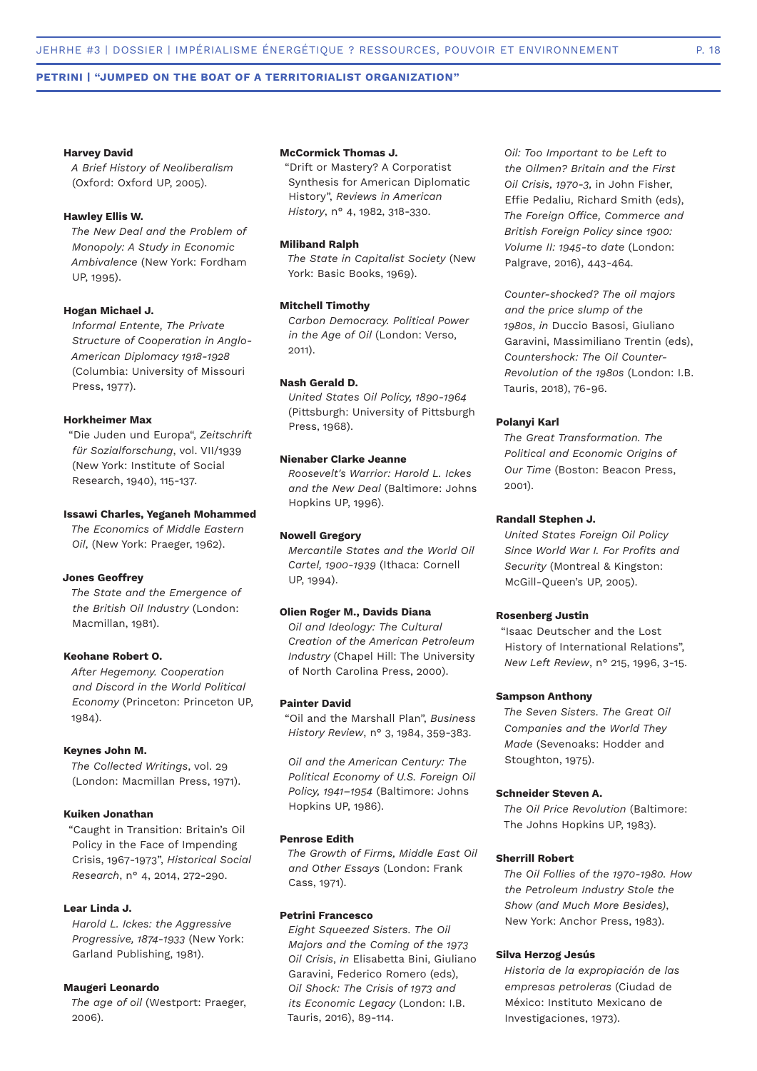**Harvey David**
*A Brief History of Neoliberalism* (Oxford: Oxford UP, 2005).

**Hawley Ellis W.**
*The New Deal and the Problem of Monopoly: A Study in Economic Ambivalence* (New York: Fordham UP, 1995).

**Hogan Michael J.**
*Informal Entente, The Private Structure of Cooperation in Anglo-American Diplomacy 1918-1928* (Columbia: University of Missouri Press, 1977).

**Horkheimer Max**
"Die Juden und Europa", *Zeitschrift für Sozialforschung*, vol. VII/1939 (New York: Institute of Social Research, 1940), 115-137.

**Issawi Charles, Yeganeh Mohammed**
*The Economics of Middle Eastern Oil*, (New York: Praeger, 1962).

**Jones Geoffrey**
*The State and the Emergence of the British Oil Industry* (London: Macmillan, 1981).

**Keohane Robert O.**
*After Hegemony. Cooperation and Discord in the World Political Economy* (Princeton: Princeton UP, 1984).

**Keynes John M.**
*The Collected Writings*, vol. 29 (London: Macmillan Press, 1971).

**Kuiken Jonathan**
"Caught in Transition: Britain's Oil Policy in the Face of Impending Crisis, 1967-1973", *Historical Social Research*, n° 4, 2014, 272-290.

**Lear Linda J.**
*Harold L. Ickes: the Aggressive Progressive, 1874-1933* (New York: Garland Publishing, 1981).

**Maugeri Leonardo**
*The age of oil* (Westport: Praeger, 2006).

**McCormick Thomas J.**
"Drift or Mastery? A Corporatist Synthesis for American Diplomatic History", *Reviews in American History*, n° 4, 1982, 318-330.

**Miliband Ralph**
*The State in Capitalist Society* (New York: Basic Books, 1969).

**Mitchell Timothy**
*Carbon Democracy. Political Power in the Age of Oil* (London: Verso, 2011).

**Nash Gerald D.**
*United States Oil Policy, 1890-1964* (Pittsburgh: University of Pittsburgh Press, 1968).

**Nienaber Clarke Jeanne**
*Roosevelt's Warrior: Harold L. Ickes and the New Deal* (Baltimore: Johns Hopkins UP, 1996).

**Nowell Gregory**
*Mercantile States and the World Oil Cartel, 1900-1939* (Ithaca: Cornell UP, 1994).

**Olien Roger M., Davids Diana**
*Oil and Ideology: The Cultural Creation of the American Petroleum Industry* (Chapel Hill: The University of North Carolina Press, 2000).

**Painter David**
"Oil and the Marshall Plan", *Business History Review*, n° 3, 1984, 359-383.

*Oil and the American Century: The Political Economy of U.S. Foreign Oil Policy, 1941–1954* (Baltimore: Johns Hopkins UP, 1986).

**Penrose Edith**
*The Growth of Firms, Middle East Oil and Other Essays* (London: Frank Cass, 1971).

**Petrini Francesco**
*Eight Squeezed Sisters. The Oil Majors and the Coming of the 1973 Oil Crisis*, *in* Elisabetta Bini, Giuliano Garavini, Federico Romero (eds), *Oil Shock: The Crisis of 1973 and its Economic Legacy* (London: I.B. Tauris, 2016), 89-114.

*Oil: Too Important to be Left to the Oilmen? Britain and the First Oil Crisis, 1970-3*, in John Fisher, Effie Pedaliu, Richard Smith (eds), *The Foreign Office, Commerce and British Foreign Policy since 1900: Volume II: 1945-to date* (London: Palgrave, 2016), 443-464.

*Counter-shocked? The oil majors and the price slump of the 1980s*, *in* Duccio Basosi, Giuliano Garavini, Massimiliano Trentin (eds), *Countershock: The Oil Counter-Revolution of the 1980s* (London: I.B. Tauris, 2018), 76-96.

**Polanyi Karl**
*The Great Transformation. The Political and Economic Origins of Our Time* (Boston: Beacon Press, 2001).

**Randall Stephen J.**
*United States Foreign Oil Policy Since World War I. For Profits and Security* (Montreal & Kingston: McGill-Queen's UP, 2005).

**Rosenberg Justin**
"Isaac Deutscher and the Lost History of International Relations", *New Left Review*, n° 215, 1996, 3-15.

**Sampson Anthony**
*The Seven Sisters. The Great Oil Companies and the World They Made* (Sevenoaks: Hodder and Stoughton, 1975).

**Schneider Steven A.**
*The Oil Price Revolution* (Baltimore: The Johns Hopkins UP, 1983).

**Sherrill Robert**
*The Oil Follies of the 1970-1980. How the Petroleum Industry Stole the Show (and Much More Besides)*, New York: Anchor Press, 1983).

**Silva Herzog Jesús**
*Historia de la expropiación de las empresas petroleras* (Ciudad de México: Instituto Mexicano de Investigaciones, 1973).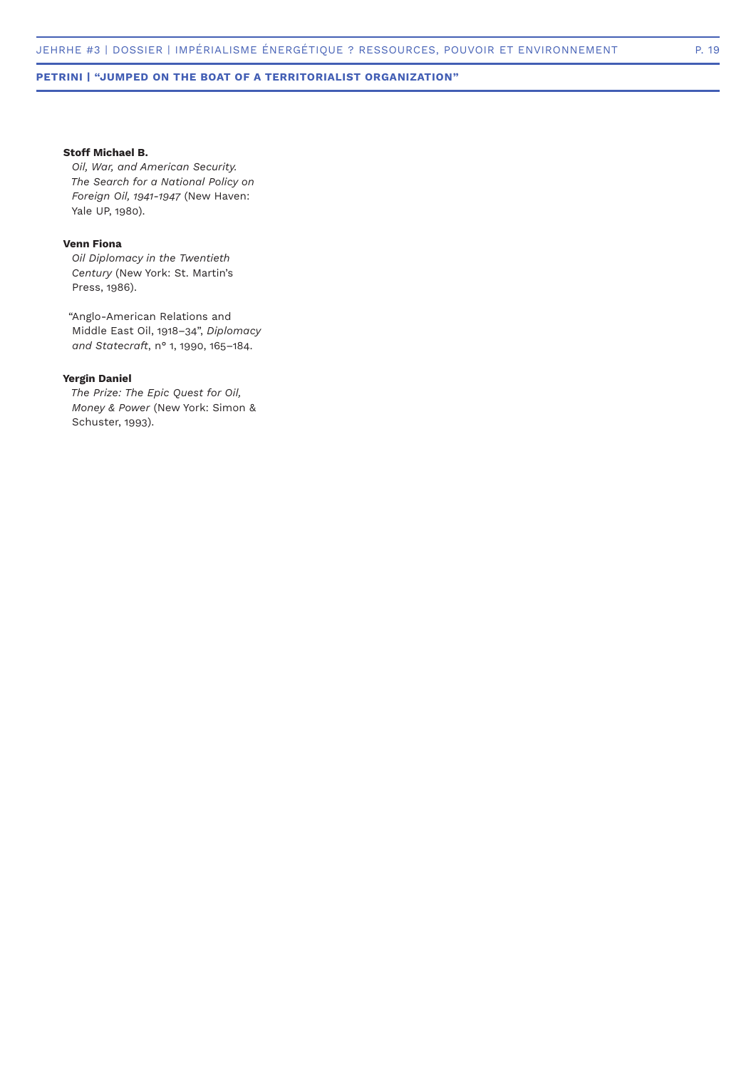**Stoff Michael B.**

*Oil, War, and American Security. The Search for a National Policy on Foreign Oil, 1941-1947* (New Haven: Yale UP, 1980).

**Venn Fiona**

*Oil Diplomacy in the Twentieth Century* (New York: St. Martin's Press, 1986).

"Anglo-American Relations and Middle East Oil, 1918–34", *Diplomacy and Statecraft*, n° 1, 1990, 165–184.

**Yergin Daniel**

*The Prize: The Epic Quest for Oil, Money & Power* (New York: Simon & Schuster, 1993).